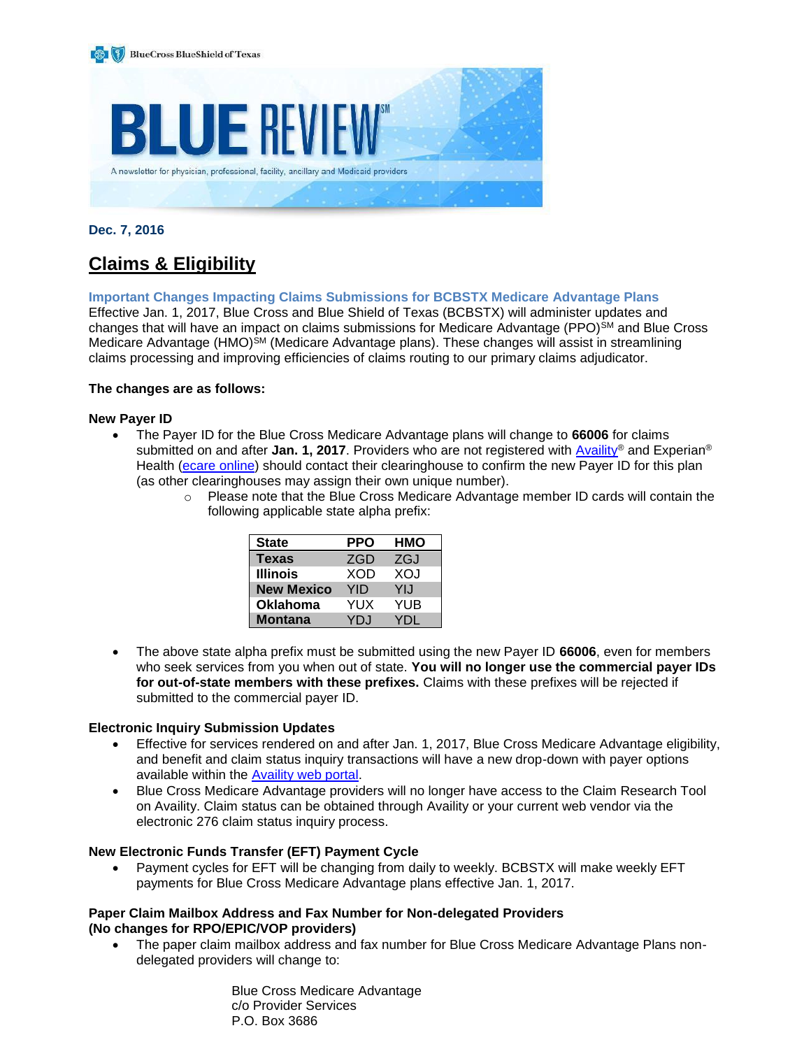BlueCross BlueShield of Texas

# BLUE REVIEW℠

A newsletter for physician, professional, facility, ancillary and Medicaid providers

**Dec. 7, 2016**

## Claims & Eligibility

### Important Changes Impacting Claims Submissions for BCBSTX Medicare Advantage Plans

Effective Jan. 1, 2017, Blue Cross and Blue Shield of Texas (BCBSTX) will administer updates and changes that will have an impact on claims submissions for Medicare Advantage (PPO)℠ and Blue Cross Medicare Advantage (HMO)℠ (Medicare Advantage plans). These changes will assist in streamlining claims processing and improving efficiencies of claims routing to our primary claims adjudicator.

**The changes are as follows:**

**New Payer ID**

- The Payer ID for the Blue Cross Medicare Advantage plans will change to **66006** for claims submitted on and after **Jan. 1, 2017**. Providers who are not registered with Availity® and Experian® Health (ecare online) should contact their clearinghouse to confirm the new Payer ID for this plan (as other clearinghouses may assign their own unique number).
  - Please note that the Blue Cross Medicare Advantage member ID cards will contain the following applicable state alpha prefix:

| State | PPO | HMO |
|---|---|---|
| **Texas** | ZGD | ZGJ |
| **Illinois** | XOD | XOJ |
| **New Mexico** | YID | YIJ |
| **Oklahoma** | YUX | YUB |
| **Montana** | YDJ | YDL |

- The above state alpha prefix must be submitted using the new Payer ID **66006**, even for members who seek services from you when out of state. **You will no longer use the commercial payer IDs for out-of-state members with these prefixes.** Claims with these prefixes will be rejected if submitted to the commercial payer ID.

**Electronic Inquiry Submission Updates**

- Effective for services rendered on and after Jan. 1, 2017, Blue Cross Medicare Advantage eligibility, and benefit and claim status inquiry transactions will have a new drop-down with payer options available within the Availity web portal.
- Blue Cross Medicare Advantage providers will no longer have access to the Claim Research Tool on Availity. Claim status can be obtained through Availity or your current web vendor via the electronic 276 claim status inquiry process.

**New Electronic Funds Transfer (EFT) Payment Cycle**

- Payment cycles for EFT will be changing from daily to weekly. BCBSTX will make weekly EFT payments for Blue Cross Medicare Advantage plans effective Jan. 1, 2017.

**Paper Claim Mailbox Address and Fax Number for Non-delegated Providers**
**(No changes for RPO/EPIC/VOP providers)**

- The paper claim mailbox address and fax number for Blue Cross Medicare Advantage Plans non-delegated providers will change to:

  Blue Cross Medicare Advantage
  c/o Provider Services
  P.O. Box 3686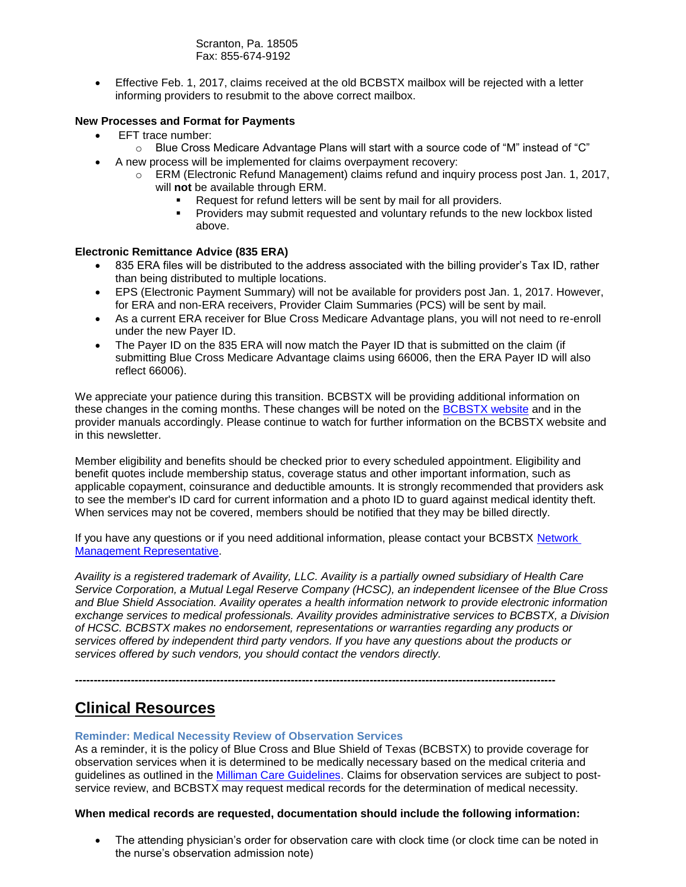Scranton, Pa. 18505
Fax: 855-674-9192

- Effective Feb. 1, 2017, claims received at the old BCBSTX mailbox will be rejected with a letter informing providers to resubmit to the above correct mailbox.

**New Processes and Format for Payments**

- EFT trace number:
  - Blue Cross Medicare Advantage Plans will start with a source code of "M" instead of "C"
- A new process will be implemented for claims overpayment recovery:
  - ERM (Electronic Refund Management) claims refund and inquiry process post Jan. 1, 2017, will **not** be available through ERM.
    - Request for refund letters will be sent by mail for all providers.
    - Providers may submit requested and voluntary refunds to the new lockbox listed above.

**Electronic Remittance Advice (835 ERA)**

- 835 ERA files will be distributed to the address associated with the billing provider's Tax ID, rather than being distributed to multiple locations.
- EPS (Electronic Payment Summary) will not be available for providers post Jan. 1, 2017. However, for ERA and non-ERA receivers, Provider Claim Summaries (PCS) will be sent by mail.
- As a current ERA receiver for Blue Cross Medicare Advantage plans, you will not need to re-enroll under the new Payer ID.
- The Payer ID on the 835 ERA will now match the Payer ID that is submitted on the claim (if submitting Blue Cross Medicare Advantage claims using 66006, then the ERA Payer ID will also reflect 66006).

We appreciate your patience during this transition. BCBSTX will be providing additional information on these changes in the coming months. These changes will be noted on the BCBSTX website and in the provider manuals accordingly. Please continue to watch for further information on the BCBSTX website and in this newsletter.

Member eligibility and benefits should be checked prior to every scheduled appointment. Eligibility and benefit quotes include membership status, coverage status and other important information, such as applicable copayment, coinsurance and deductible amounts. It is strongly recommended that providers ask to see the member's ID card for current information and a photo ID to guard against medical identity theft. When services may not be covered, members should be notified that they may be billed directly.

If you have any questions or if you need additional information, please contact your BCBSTX Network Management Representative.

*Availity is a registered trademark of Availity, LLC. Availity is a partially owned subsidiary of Health Care Service Corporation, a Mutual Legal Reserve Company (HCSC), an independent licensee of the Blue Cross and Blue Shield Association. Availity operates a health information network to provide electronic information exchange services to medical professionals. Availity provides administrative services to BCBSTX, a Division of HCSC. BCBSTX makes no endorsement, representations or warranties regarding any products or services offered by independent third party vendors. If you have any questions about the products or services offered by such vendors, you should contact the vendors directly.*

---

## Clinical Resources

### Reminder: Medical Necessity Review of Observation Services

As a reminder, it is the policy of Blue Cross and Blue Shield of Texas (BCBSTX) to provide coverage for observation services when it is determined to be medically necessary based on the medical criteria and guidelines as outlined in the Milliman Care Guidelines. Claims for observation services are subject to post-service review, and BCBSTX may request medical records for the determination of medical necessity.

**When medical records are requested, documentation should include the following information:**

- The attending physician's order for observation care with clock time (or clock time can be noted in the nurse's observation admission note)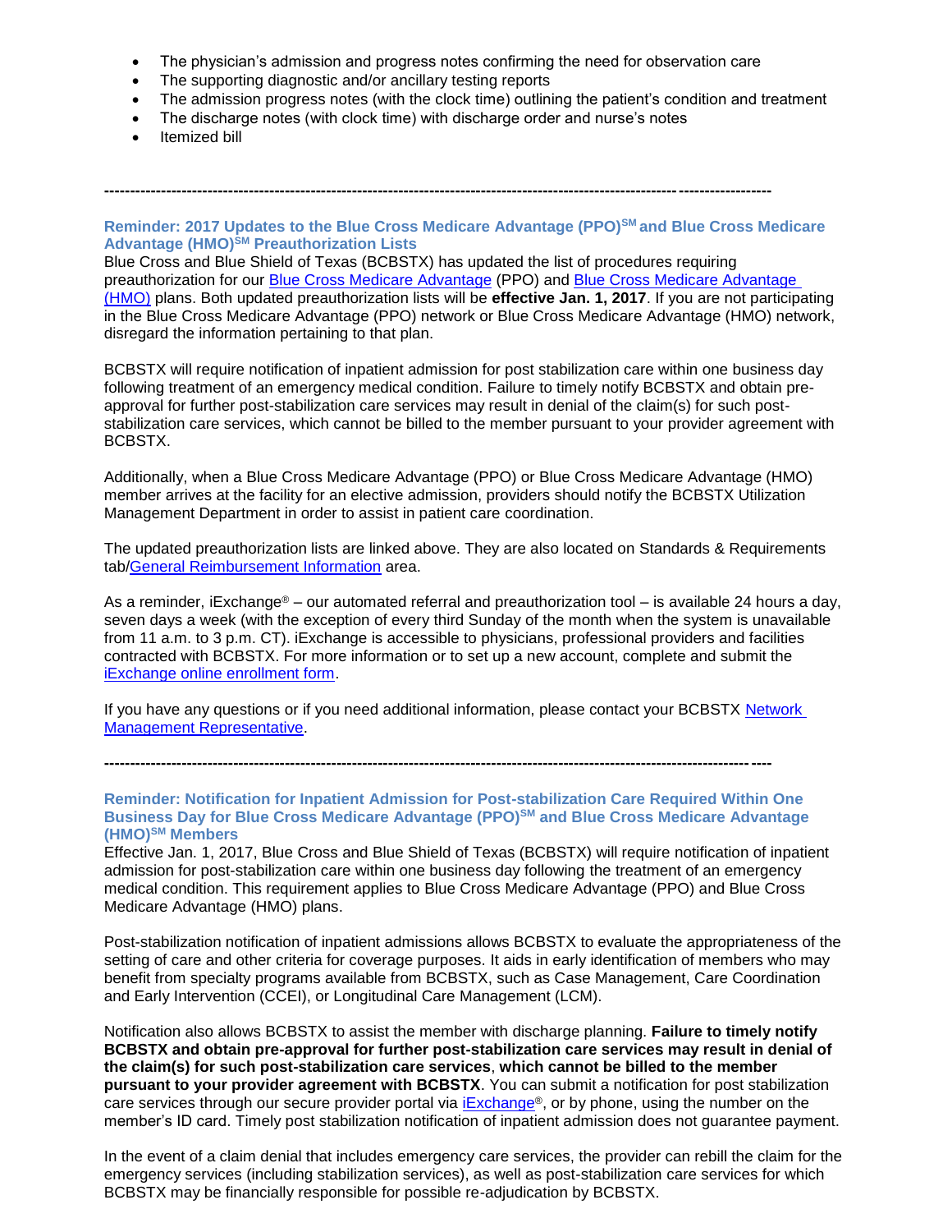- The physician's admission and progress notes confirming the need for observation care
- The supporting diagnostic and/or ancillary testing reports
- The admission progress notes (with the clock time) outlining the patient's condition and treatment
- The discharge notes (with clock time) with discharge order and nurse's notes
- Itemized bill

---

### Reminder: 2017 Updates to the Blue Cross Medicare Advantage (PPO)SM and Blue Cross Medicare Advantage (HMO)SM Preauthorization Lists

Blue Cross and Blue Shield of Texas (BCBSTX) has updated the list of procedures requiring preauthorization for our Blue Cross Medicare Advantage (PPO) and Blue Cross Medicare Advantage (HMO) plans. Both updated preauthorization lists will be **effective Jan. 1, 2017**. If you are not participating in the Blue Cross Medicare Advantage (PPO) network or Blue Cross Medicare Advantage (HMO) network, disregard the information pertaining to that plan.

BCBSTX will require notification of inpatient admission for post stabilization care within one business day following treatment of an emergency medical condition. Failure to timely notify BCBSTX and obtain pre-approval for further post-stabilization care services may result in denial of the claim(s) for such post-stabilization care services, which cannot be billed to the member pursuant to your provider agreement with BCBSTX.

Additionally, when a Blue Cross Medicare Advantage (PPO) or Blue Cross Medicare Advantage (HMO) member arrives at the facility for an elective admission, providers should notify the BCBSTX Utilization Management Department in order to assist in patient care coordination.

The updated preauthorization lists are linked above. They are also located on Standards & Requirements tab/General Reimbursement Information area.

As a reminder, iExchange® – our automated referral and preauthorization tool – is available 24 hours a day, seven days a week (with the exception of every third Sunday of the month when the system is unavailable from 11 a.m. to 3 p.m. CT). iExchange is accessible to physicians, professional providers and facilities contracted with BCBSTX. For more information or to set up a new account, complete and submit the iExchange online enrollment form.

If you have any questions or if you need additional information, please contact your BCBSTX Network Management Representative.

---

### Reminder: Notification for Inpatient Admission for Post-stabilization Care Required Within One Business Day for Blue Cross Medicare Advantage (PPO)SM and Blue Cross Medicare Advantage (HMO)SM Members

Effective Jan. 1, 2017, Blue Cross and Blue Shield of Texas (BCBSTX) will require notification of inpatient admission for post-stabilization care within one business day following the treatment of an emergency medical condition. This requirement applies to Blue Cross Medicare Advantage (PPO) and Blue Cross Medicare Advantage (HMO) plans.

Post-stabilization notification of inpatient admissions allows BCBSTX to evaluate the appropriateness of the setting of care and other criteria for coverage purposes. It aids in early identification of members who may benefit from specialty programs available from BCBSTX, such as Case Management, Care Coordination and Early Intervention (CCEI), or Longitudinal Care Management (LCM).

Notification also allows BCBSTX to assist the member with discharge planning. **Failure to timely notify BCBSTX and obtain pre-approval for further post-stabilization care services may result in denial of the claim(s) for such post-stabilization care services**, **which cannot be billed to the member pursuant to your provider agreement with BCBSTX**. You can submit a notification for post stabilization care services through our secure provider portal via iExchange®, or by phone, using the number on the member's ID card. Timely post stabilization notification of inpatient admission does not guarantee payment.

In the event of a claim denial that includes emergency care services, the provider can rebill the claim for the emergency services (including stabilization services), as well as post-stabilization care services for which BCBSTX may be financially responsible for possible re-adjudication by BCBSTX.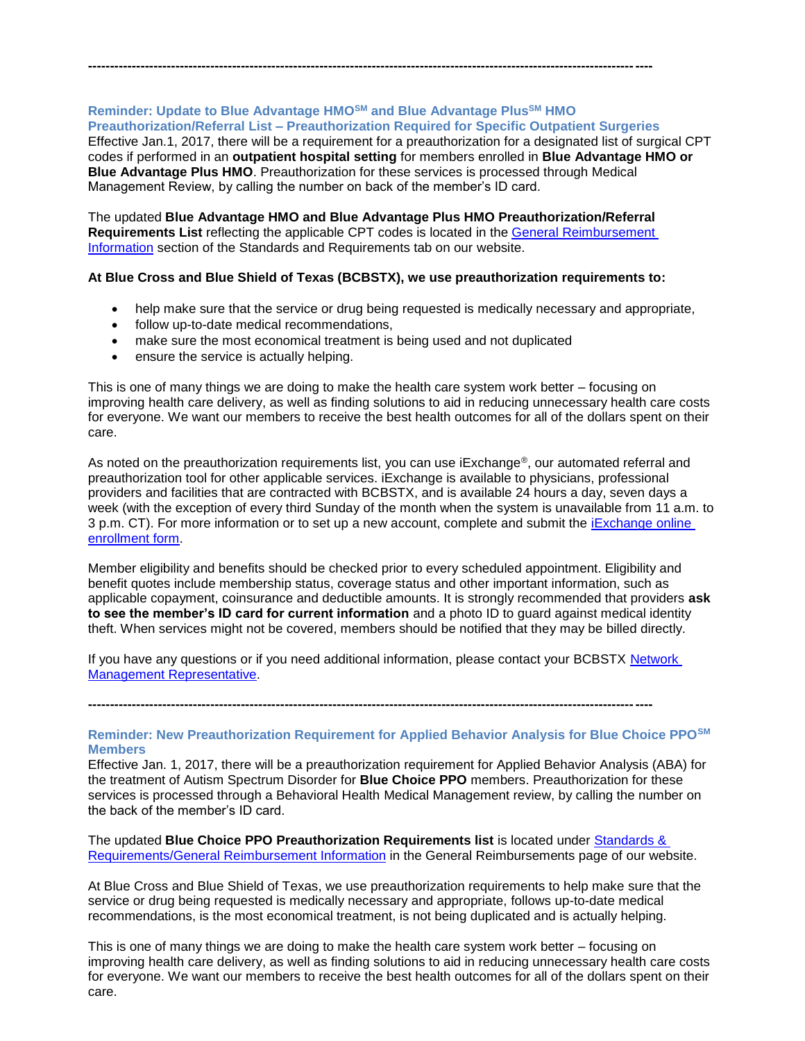---

### Reminder: Update to Blue Advantage HMO[SM] and Blue Advantage Plus[SM] HMO Preauthorization/Referral List – Preauthorization Required for Specific Outpatient Surgeries

Effective Jan.1, 2017, there will be a requirement for a preauthorization for a designated list of surgical CPT codes if performed in an **outpatient hospital setting** for members enrolled in **Blue Advantage HMO or Blue Advantage Plus HMO**. Preauthorization for these services is processed through Medical Management Review, by calling the number on back of the member's ID card.

The updated **Blue Advantage HMO and Blue Advantage Plus HMO Preauthorization/Referral Requirements List** reflecting the applicable CPT codes is located in the General Reimbursement Information section of the Standards and Requirements tab on our website.

**At Blue Cross and Blue Shield of Texas (BCBSTX), we use preauthorization requirements to:**

- help make sure that the service or drug being requested is medically necessary and appropriate,
- follow up-to-date medical recommendations,
- make sure the most economical treatment is being used and not duplicated
- ensure the service is actually helping.

This is one of many things we are doing to make the health care system work better – focusing on improving health care delivery, as well as finding solutions to aid in reducing unnecessary health care costs for everyone. We want our members to receive the best health outcomes for all of the dollars spent on their care.

As noted on the preauthorization requirements list, you can use iExchange®, our automated referral and preauthorization tool for other applicable services. iExchange is available to physicians, professional providers and facilities that are contracted with BCBSTX, and is available 24 hours a day, seven days a week (with the exception of every third Sunday of the month when the system is unavailable from 11 a.m. to 3 p.m. CT). For more information or to set up a new account, complete and submit the iExchange online enrollment form.

Member eligibility and benefits should be checked prior to every scheduled appointment. Eligibility and benefit quotes include membership status, coverage status and other important information, such as applicable copayment, coinsurance and deductible amounts. It is strongly recommended that providers **ask to see the member's ID card for current information** and a photo ID to guard against medical identity theft. When services might not be covered, members should be notified that they may be billed directly.

If you have any questions or if you need additional information, please contact your BCBSTX Network Management Representative.

---

### Reminder: New Preauthorization Requirement for Applied Behavior Analysis for Blue Choice PPO[SM] Members

Effective Jan. 1, 2017, there will be a preauthorization requirement for Applied Behavior Analysis (ABA) for the treatment of Autism Spectrum Disorder for **Blue Choice PPO** members. Preauthorization for these services is processed through a Behavioral Health Medical Management review, by calling the number on the back of the member's ID card.

The updated **Blue Choice PPO Preauthorization Requirements list** is located under Standards & Requirements/General Reimbursement Information in the General Reimbursements page of our website.

At Blue Cross and Blue Shield of Texas, we use preauthorization requirements to help make sure that the service or drug being requested is medically necessary and appropriate, follows up-to-date medical recommendations, is the most economical treatment, is not being duplicated and is actually helping.

This is one of many things we are doing to make the health care system work better – focusing on improving health care delivery, as well as finding solutions to aid in reducing unnecessary health care costs for everyone. We want our members to receive the best health outcomes for all of the dollars spent on their care.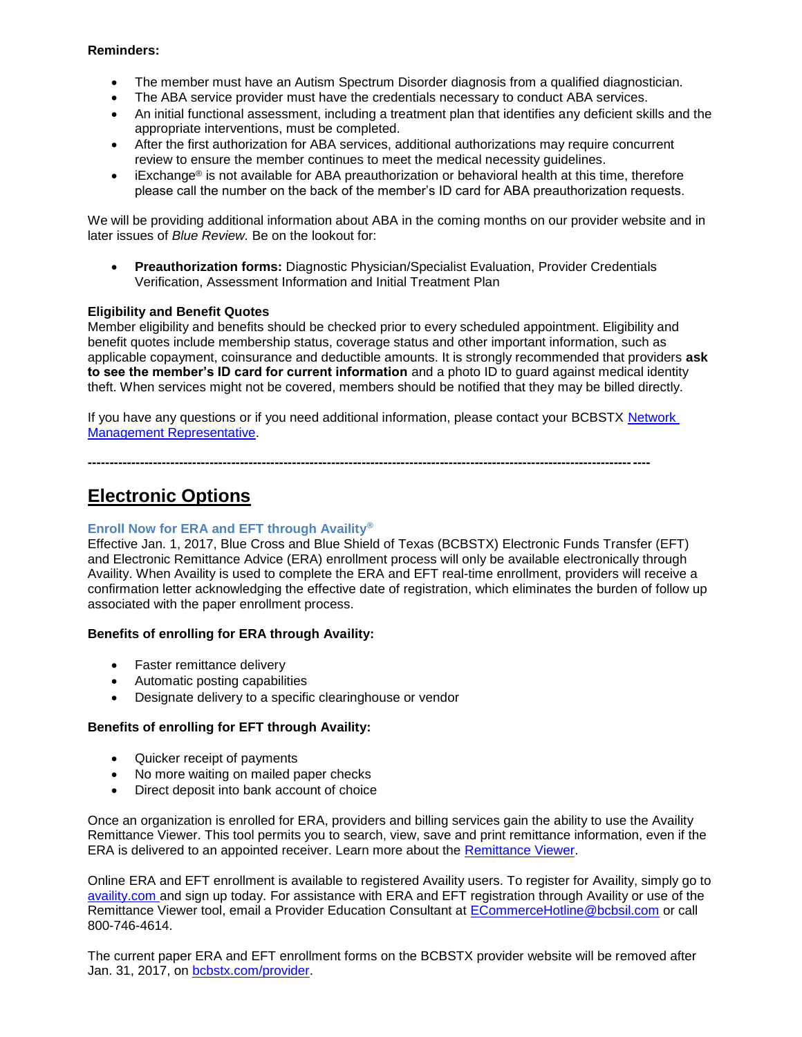**Reminders:**

- The member must have an Autism Spectrum Disorder diagnosis from a qualified diagnostician.
- The ABA service provider must have the credentials necessary to conduct ABA services.
- An initial functional assessment, including a treatment plan that identifies any deficient skills and the appropriate interventions, must be completed.
- After the first authorization for ABA services, additional authorizations may require concurrent review to ensure the member continues to meet the medical necessity guidelines.
- iExchange® is not available for ABA preauthorization or behavioral health at this time, therefore please call the number on the back of the member's ID card for ABA preauthorization requests.

We will be providing additional information about ABA in the coming months on our provider website and in later issues of *Blue Review.* Be on the lookout for:

- **Preauthorization forms:** Diagnostic Physician/Specialist Evaluation, Provider Credentials Verification, Assessment Information and Initial Treatment Plan

**Eligibility and Benefit Quotes**

Member eligibility and benefits should be checked prior to every scheduled appointment. Eligibility and benefit quotes include membership status, coverage status and other important information, such as applicable copayment, coinsurance and deductible amounts. It is strongly recommended that providers **ask to see the member's ID card for current information** and a photo ID to guard against medical identity theft. When services might not be covered, members should be notified that they may be billed directly.

If you have any questions or if you need additional information, please contact your BCBSTX Network Management Representative.

---

# Electronic Options

### Enroll Now for ERA and EFT through Availity®

Effective Jan. 1, 2017, Blue Cross and Blue Shield of Texas (BCBSTX) Electronic Funds Transfer (EFT) and Electronic Remittance Advice (ERA) enrollment process will only be available electronically through Availity. When Availity is used to complete the ERA and EFT real-time enrollment, providers will receive a confirmation letter acknowledging the effective date of registration, which eliminates the burden of follow up associated with the paper enrollment process.

**Benefits of enrolling for ERA through Availity:**

- Faster remittance delivery
- Automatic posting capabilities
- Designate delivery to a specific clearinghouse or vendor

**Benefits of enrolling for EFT through Availity:**

- Quicker receipt of payments
- No more waiting on mailed paper checks
- Direct deposit into bank account of choice

Once an organization is enrolled for ERA, providers and billing services gain the ability to use the Availity Remittance Viewer. This tool permits you to search, view, save and print remittance information, even if the ERA is delivered to an appointed receiver. Learn more about the Remittance Viewer.

Online ERA and EFT enrollment is available to registered Availity users. To register for Availity, simply go to availity.com and sign up today. For assistance with ERA and EFT registration through Availity or use of the Remittance Viewer tool, email a Provider Education Consultant at ECommerceHotline@bcbsil.com or call 800-746-4614.

The current paper ERA and EFT enrollment forms on the BCBSTX provider website will be removed after Jan. 31, 2017, on bcbstx.com/provider.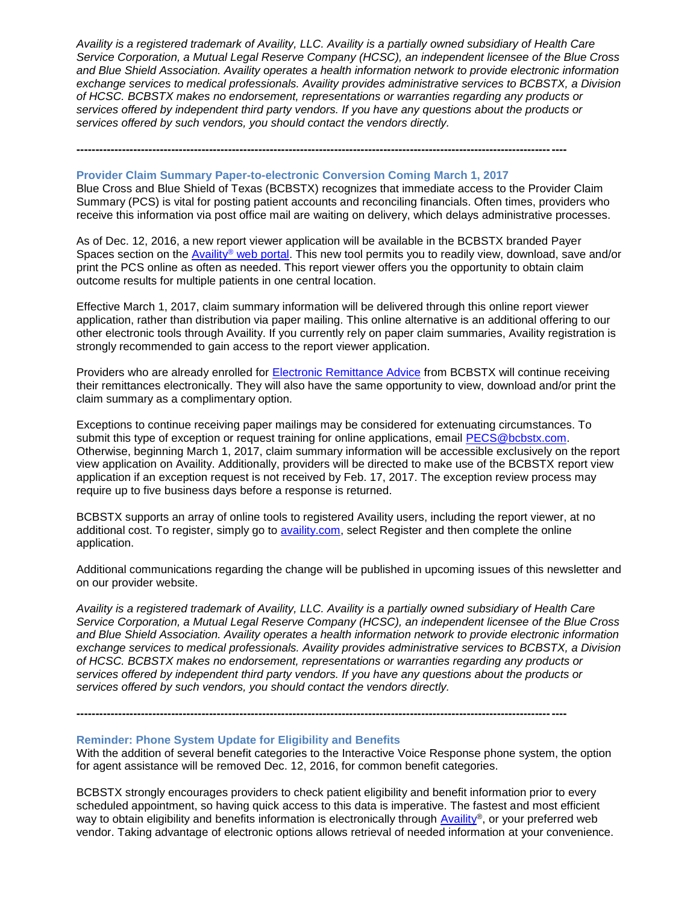*Availity is a registered trademark of Availity, LLC. Availity is a partially owned subsidiary of Health Care Service Corporation, a Mutual Legal Reserve Company (HCSC), an independent licensee of the Blue Cross and Blue Shield Association. Availity operates a health information network to provide electronic information exchange services to medical professionals. Availity provides administrative services to BCBSTX, a Division of HCSC. BCBSTX makes no endorsement, representations or warranties regarding any products or services offered by independent third party vendors. If you have any questions about the products or services offered by such vendors, you should contact the vendors directly.*

---

### Provider Claim Summary Paper-to-electronic Conversion Coming March 1, 2017

Blue Cross and Blue Shield of Texas (BCBSTX) recognizes that immediate access to the Provider Claim Summary (PCS) is vital for posting patient accounts and reconciling financials. Often times, providers who receive this information via post office mail are waiting on delivery, which delays administrative processes.

As of Dec. 12, 2016, a new report viewer application will be available in the BCBSTX branded Payer Spaces section on the Availity® web portal. This new tool permits you to readily view, download, save and/or print the PCS online as often as needed. This report viewer offers you the opportunity to obtain claim outcome results for multiple patients in one central location.

Effective March 1, 2017, claim summary information will be delivered through this online report viewer application, rather than distribution via paper mailing. This online alternative is an additional offering to our other electronic tools through Availity. If you currently rely on paper claim summaries, Availity registration is strongly recommended to gain access to the report viewer application.

Providers who are already enrolled for Electronic Remittance Advice from BCBSTX will continue receiving their remittances electronically. They will also have the same opportunity to view, download and/or print the claim summary as a complimentary option.

Exceptions to continue receiving paper mailings may be considered for extenuating circumstances. To submit this type of exception or request training for online applications, email PECS@bcbstx.com. Otherwise, beginning March 1, 2017, claim summary information will be accessible exclusively on the report view application on Availity. Additionally, providers will be directed to make use of the BCBSTX report view application if an exception request is not received by Feb. 17, 2017. The exception review process may require up to five business days before a response is returned.

BCBSTX supports an array of online tools to registered Availity users, including the report viewer, at no additional cost. To register, simply go to availity.com, select Register and then complete the online application.

Additional communications regarding the change will be published in upcoming issues of this newsletter and on our provider website.

*Availity is a registered trademark of Availity, LLC. Availity is a partially owned subsidiary of Health Care Service Corporation, a Mutual Legal Reserve Company (HCSC), an independent licensee of the Blue Cross and Blue Shield Association. Availity operates a health information network to provide electronic information exchange services to medical professionals. Availity provides administrative services to BCBSTX, a Division of HCSC. BCBSTX makes no endorsement, representations or warranties regarding any products or services offered by independent third party vendors. If you have any questions about the products or services offered by such vendors, you should contact the vendors directly.*

---

### Reminder: Phone System Update for Eligibility and Benefits

With the addition of several benefit categories to the Interactive Voice Response phone system, the option for agent assistance will be removed Dec. 12, 2016, for common benefit categories.

BCBSTX strongly encourages providers to check patient eligibility and benefit information prior to every scheduled appointment, so having quick access to this data is imperative. The fastest and most efficient way to obtain eligibility and benefits information is electronically through Availity®, or your preferred web vendor. Taking advantage of electronic options allows retrieval of needed information at your convenience.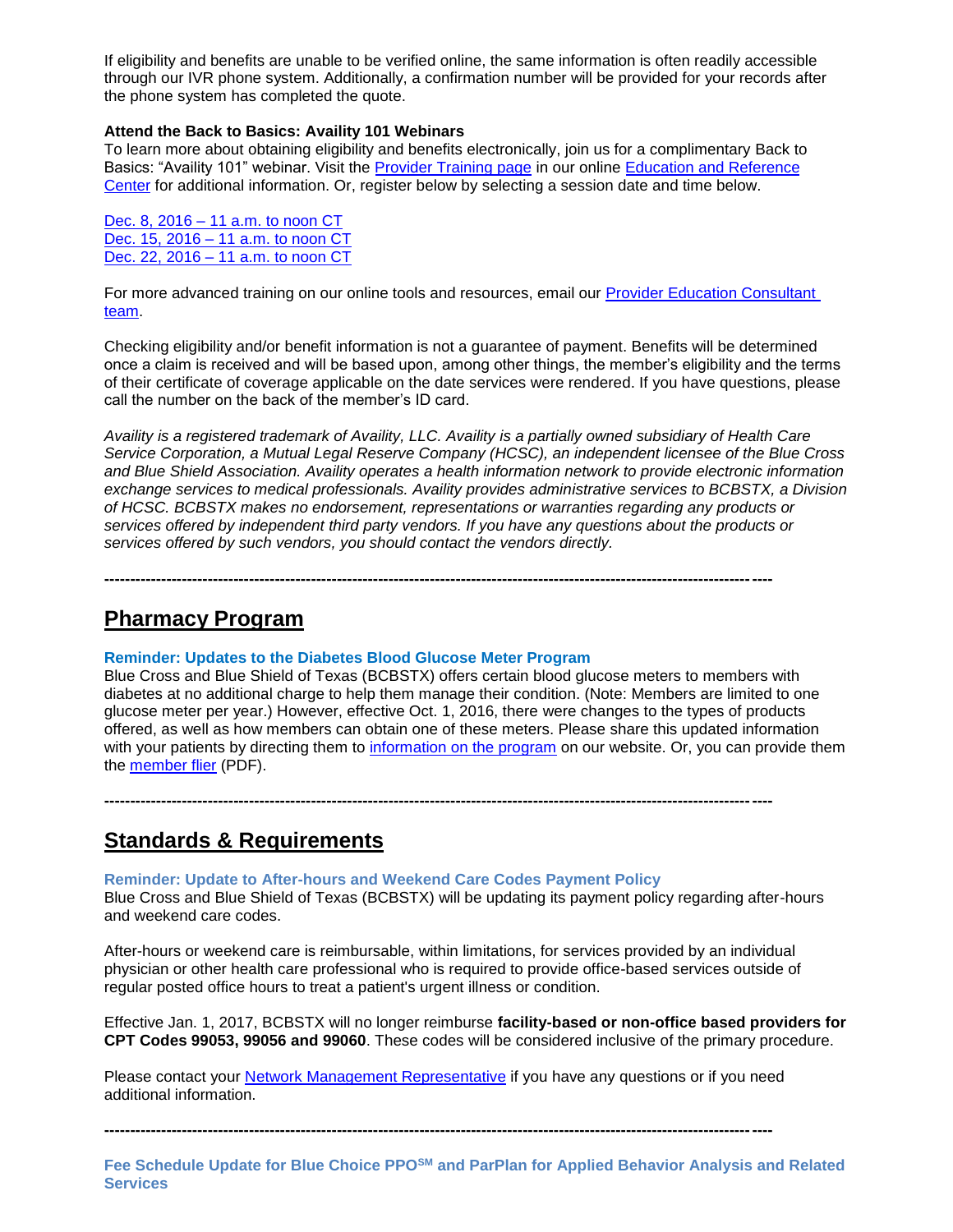If eligibility and benefits are unable to be verified online, the same information is often readily accessible through our IVR phone system. Additionally, a confirmation number will be provided for your records after the phone system has completed the quote.

**Attend the Back to Basics: Availity 101 Webinars**

To learn more about obtaining eligibility and benefits electronically, join us for a complimentary Back to Basics: "Availity 101" webinar. Visit the Provider Training page in our online Education and Reference Center for additional information. Or, register below by selecting a session date and time below.

Dec. 8, 2016 – 11 a.m. to noon CT
Dec. 15, 2016 – 11 a.m. to noon CT
Dec. 22, 2016 – 11 a.m. to noon CT

For more advanced training on our online tools and resources, email our Provider Education Consultant team.

Checking eligibility and/or benefit information is not a guarantee of payment. Benefits will be determined once a claim is received and will be based upon, among other things, the member's eligibility and the terms of their certificate of coverage applicable on the date services were rendered. If you have questions, please call the number on the back of the member's ID card.

*Availity is a registered trademark of Availity, LLC. Availity is a partially owned subsidiary of Health Care Service Corporation, a Mutual Legal Reserve Company (HCSC), an independent licensee of the Blue Cross and Blue Shield Association. Availity operates a health information network to provide electronic information exchange services to medical professionals. Availity provides administrative services to BCBSTX, a Division of HCSC. BCBSTX makes no endorsement, representations or warranties regarding any products or services offered by independent third party vendors. If you have any questions about the products or services offered by such vendors, you should contact the vendors directly.*

---

## Pharmacy Program

**Reminder: Updates to the Diabetes Blood Glucose Meter Program**

Blue Cross and Blue Shield of Texas (BCBSTX) offers certain blood glucose meters to members with diabetes at no additional charge to help them manage their condition. (Note: Members are limited to one glucose meter per year.) However, effective Oct. 1, 2016, there were changes to the types of products offered, as well as how members can obtain one of these meters. Please share this updated information with your patients by directing them to information on the program on our website. Or, you can provide them the member flier (PDF).

---

## Standards & Requirements

**Reminder: Update to After-hours and Weekend Care Codes Payment Policy**

Blue Cross and Blue Shield of Texas (BCBSTX) will be updating its payment policy regarding after-hours and weekend care codes.

After-hours or weekend care is reimbursable, within limitations, for services provided by an individual physician or other health care professional who is required to provide office-based services outside of regular posted office hours to treat a patient's urgent illness or condition.

Effective Jan. 1, 2017, BCBSTX will no longer reimburse **facility-based or non-office based providers for CPT Codes 99053, 99056 and 99060**. These codes will be considered inclusive of the primary procedure.

Please contact your Network Management Representative if you have any questions or if you need additional information.

---

**Fee Schedule Update for Blue Choice PPO[SM] and ParPlan for Applied Behavior Analysis and Related Services**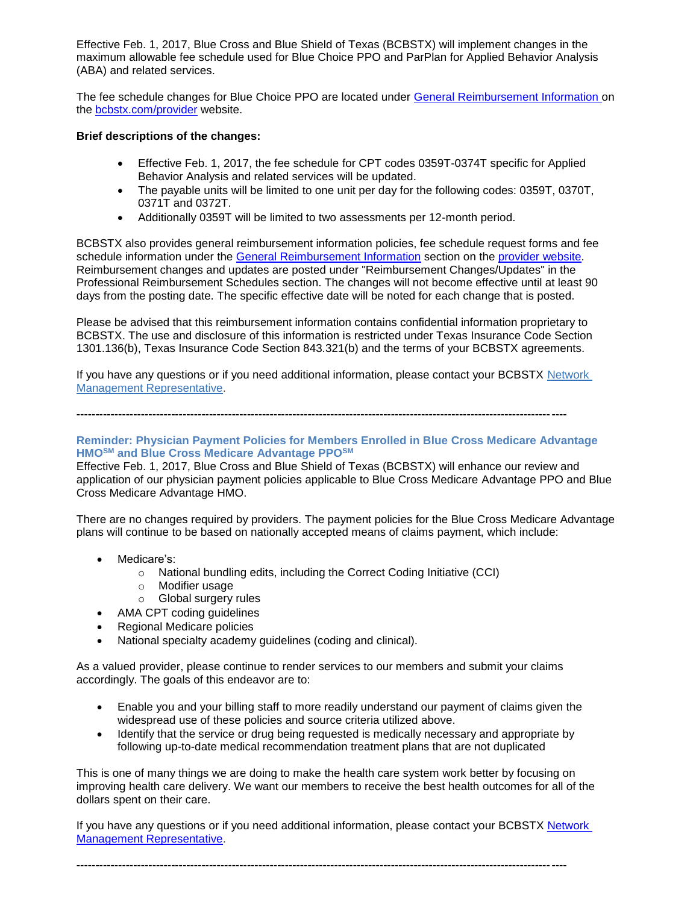Effective Feb. 1, 2017, Blue Cross and Blue Shield of Texas (BCBSTX) will implement changes in the maximum allowable fee schedule used for Blue Choice PPO and ParPlan for Applied Behavior Analysis (ABA) and related services.

The fee schedule changes for Blue Choice PPO are located under [General Reimbursement Information](General Reimbursement Information) on the [bcbstx.com/provider](bcbstx.com/provider) website.

**Brief descriptions of the changes:**

- Effective Feb. 1, 2017, the fee schedule for CPT codes 0359T-0374T specific for Applied Behavior Analysis and related services will be updated.
- The payable units will be limited to one unit per day for the following codes: 0359T, 0370T, 0371T and 0372T.
- Additionally 0359T will be limited to two assessments per 12-month period.

BCBSTX also provides general reimbursement information policies, fee schedule request forms and fee schedule information under the General Reimbursement Information section on the provider website. Reimbursement changes and updates are posted under "Reimbursement Changes/Updates" in the Professional Reimbursement Schedules section. The changes will not become effective until at least 90 days from the posting date. The specific effective date will be noted for each change that is posted.

Please be advised that this reimbursement information contains confidential information proprietary to BCBSTX. The use and disclosure of this information is restricted under Texas Insurance Code Section 1301.136(b), Texas Insurance Code Section 843.321(b) and the terms of your BCBSTX agreements.

If you have any questions or if you need additional information, please contact your BCBSTX Network Management Representative.

---

### Reminder: Physician Payment Policies for Members Enrolled in Blue Cross Medicare Advantage HMO℠ and Blue Cross Medicare Advantage PPO℠

Effective Feb. 1, 2017, Blue Cross and Blue Shield of Texas (BCBSTX) will enhance our review and application of our physician payment policies applicable to Blue Cross Medicare Advantage PPO and Blue Cross Medicare Advantage HMO.

There are no changes required by providers. The payment policies for the Blue Cross Medicare Advantage plans will continue to be based on nationally accepted means of claims payment, which include:

- Medicare's:
  - National bundling edits, including the Correct Coding Initiative (CCI)
  - Modifier usage
  - Global surgery rules
- AMA CPT coding guidelines
- Regional Medicare policies
- National specialty academy guidelines (coding and clinical).

As a valued provider, please continue to render services to our members and submit your claims accordingly. The goals of this endeavor are to:

- Enable you and your billing staff to more readily understand our payment of claims given the widespread use of these policies and source criteria utilized above.
- Identify that the service or drug being requested is medically necessary and appropriate by following up-to-date medical recommendation treatment plans that are not duplicated

This is one of many things we are doing to make the health care system work better by focusing on improving health care delivery. We want our members to receive the best health outcomes for all of the dollars spent on their care.

If you have any questions or if you need additional information, please contact your BCBSTX Network Management Representative.

---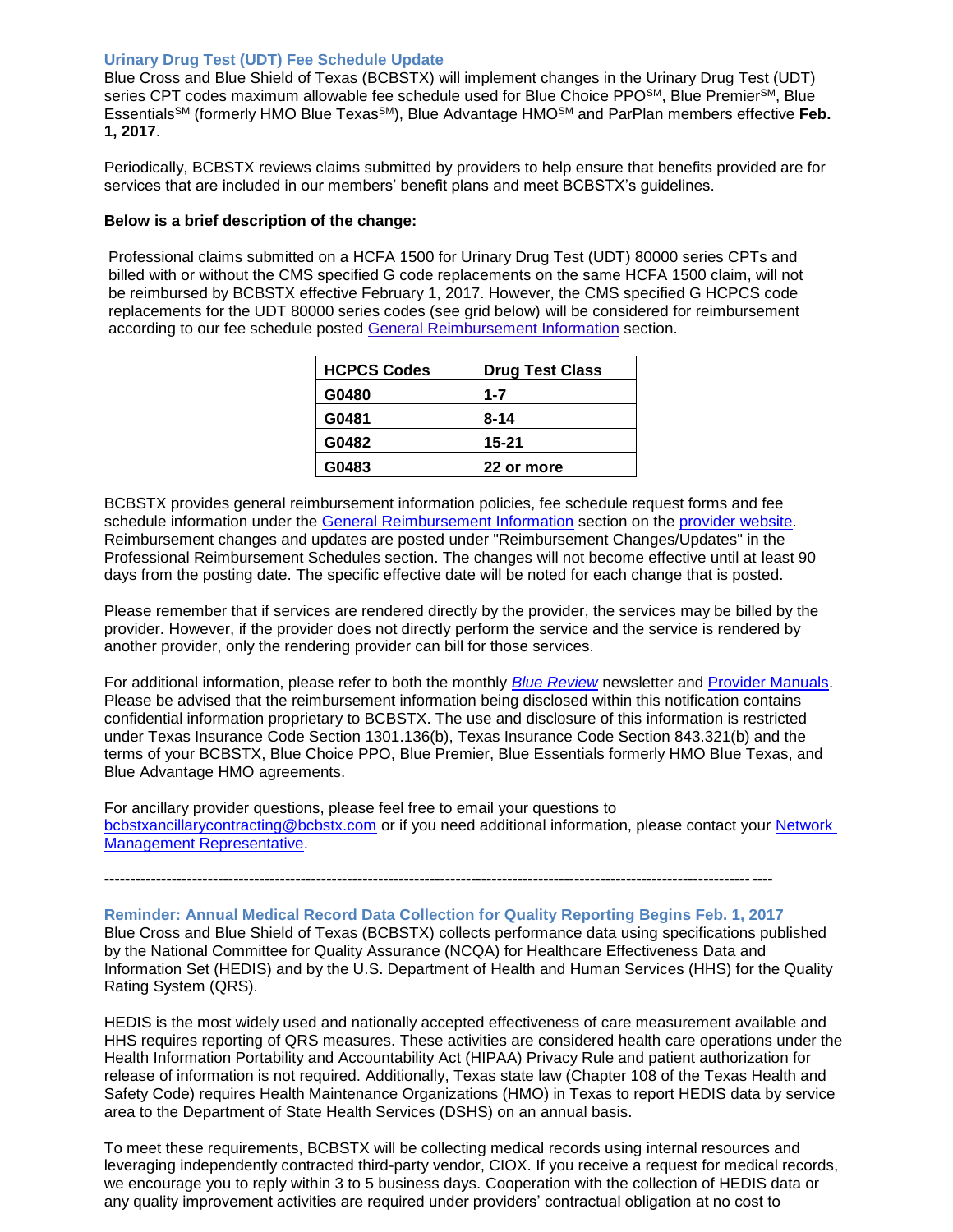### Urinary Drug Test (UDT) Fee Schedule Update

Blue Cross and Blue Shield of Texas (BCBSTX) will implement changes in the Urinary Drug Test (UDT) series CPT codes maximum allowable fee schedule used for Blue Choice PPO℠, Blue Premier℠, Blue Essentials℠ (formerly HMO Blue Texas℠), Blue Advantage HMO℠ and ParPlan members effective **Feb. 1, 2017**.

Periodically, BCBSTX reviews claims submitted by providers to help ensure that benefits provided are for services that are included in our members' benefit plans and meet BCBSTX's guidelines.

**Below is a brief description of the change:**

Professional claims submitted on a HCFA 1500 for Urinary Drug Test (UDT) 80000 series CPTs and billed with or without the CMS specified G code replacements on the same HCFA 1500 claim, will not be reimbursed by BCBSTX effective February 1, 2017. However, the CMS specified G HCPCS code replacements for the UDT 80000 series codes (see grid below) will be considered for reimbursement according to our fee schedule posted General Reimbursement Information section.

| HCPCS Codes | Drug Test Class |
|---|---|
| G0480 | 1-7 |
| G0481 | 8-14 |
| G0482 | 15-21 |
| G0483 | 22 or more |

BCBSTX provides general reimbursement information policies, fee schedule request forms and fee schedule information under the General Reimbursement Information section on the provider website. Reimbursement changes and updates are posted under "Reimbursement Changes/Updates" in the Professional Reimbursement Schedules section. The changes will not become effective until at least 90 days from the posting date. The specific effective date will be noted for each change that is posted.

Please remember that if services are rendered directly by the provider, the services may be billed by the provider. However, if the provider does not directly perform the service and the service is rendered by another provider, only the rendering provider can bill for those services.

For additional information, please refer to both the monthly *Blue Review* newsletter and Provider Manuals. Please be advised that the reimbursement information being disclosed within this notification contains confidential information proprietary to BCBSTX. The use and disclosure of this information is restricted under Texas Insurance Code Section 1301.136(b), Texas Insurance Code Section 843.321(b) and the terms of your BCBSTX, Blue Choice PPO, Blue Premier, Blue Essentials formerly HMO Blue Texas, and Blue Advantage HMO agreements.

For ancillary provider questions, please feel free to email your questions to bcbstxancillarycontracting@bcbstx.com or if you need additional information, please contact your Network Management Representative.

---

### Reminder: Annual Medical Record Data Collection for Quality Reporting Begins Feb. 1, 2017

Blue Cross and Blue Shield of Texas (BCBSTX) collects performance data using specifications published by the National Committee for Quality Assurance (NCQA) for Healthcare Effectiveness Data and Information Set (HEDIS) and by the U.S. Department of Health and Human Services (HHS) for the Quality Rating System (QRS).

HEDIS is the most widely used and nationally accepted effectiveness of care measurement available and HHS requires reporting of QRS measures. These activities are considered health care operations under the Health Information Portability and Accountability Act (HIPAA) Privacy Rule and patient authorization for release of information is not required. Additionally, Texas state law (Chapter 108 of the Texas Health and Safety Code) requires Health Maintenance Organizations (HMO) in Texas to report HEDIS data by service area to the Department of State Health Services (DSHS) on an annual basis.

To meet these requirements, BCBSTX will be collecting medical records using internal resources and leveraging independently contracted third-party vendor, CIOX. If you receive a request for medical records, we encourage you to reply within 3 to 5 business days. Cooperation with the collection of HEDIS data or any quality improvement activities are required under providers' contractual obligation at no cost to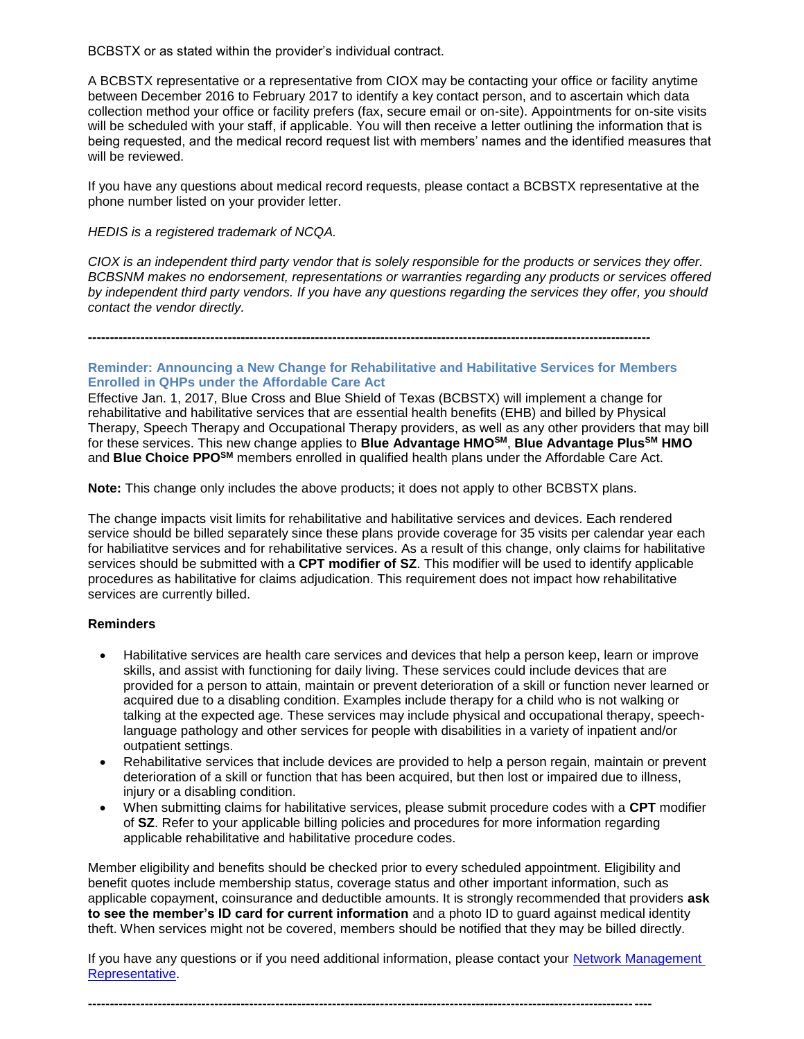BCBSTX or as stated within the provider's individual contract.

A BCBSTX representative or a representative from CIOX may be contacting your office or facility anytime between December 2016 to February 2017 to identify a key contact person, and to ascertain which data collection method your office or facility prefers (fax, secure email or on-site). Appointments for on-site visits will be scheduled with your staff, if applicable. You will then receive a letter outlining the information that is being requested, and the medical record request list with members' names and the identified measures that will be reviewed.

If you have any questions about medical record requests, please contact a BCBSTX representative at the phone number listed on your provider letter.

*HEDIS is a registered trademark of NCQA.*

*CIOX is an independent third party vendor that is solely responsible for the products or services they offer. BCBSNM makes no endorsement, representations or warranties regarding any products or services offered by independent third party vendors. If you have any questions regarding the services they offer, you should contact the vendor directly.*

---

### Reminder: Announcing a New Change for Rehabilitative and Habilitative Services for Members Enrolled in QHPs under the Affordable Care Act

Effective Jan. 1, 2017, Blue Cross and Blue Shield of Texas (BCBSTX) will implement a change for rehabilitative and habilitative services that are essential health benefits (EHB) and billed by Physical Therapy, Speech Therapy and Occupational Therapy providers, as well as any other providers that may bill for these services. This new change applies to **Blue Advantage HMO℠**, **Blue Advantage Plus℠ HMO** and **Blue Choice PPO℠** members enrolled in qualified health plans under the Affordable Care Act.

**Note:** This change only includes the above products; it does not apply to other BCBSTX plans.

The change impacts visit limits for rehabilitative and habilitative services and devices. Each rendered service should be billed separately since these plans provide coverage for 35 visits per calendar year each for habiliatitve services and for rehabilitative services. As a result of this change, only claims for habilitative services should be submitted with a **CPT modifier of SZ**. This modifier will be used to identify applicable procedures as habilitative for claims adjudication. This requirement does not impact how rehabilitative services are currently billed.

**Reminders**

- Habilitative services are health care services and devices that help a person keep, learn or improve skills, and assist with functioning for daily living. These services could include devices that are provided for a person to attain, maintain or prevent deterioration of a skill or function never learned or acquired due to a disabling condition. Examples include therapy for a child who is not walking or talking at the expected age. These services may include physical and occupational therapy, speech-language pathology and other services for people with disabilities in a variety of inpatient and/or outpatient settings.
- Rehabilitative services that include devices are provided to help a person regain, maintain or prevent deterioration of a skill or function that has been acquired, but then lost or impaired due to illness, injury or a disabling condition.
- When submitting claims for habilitative services, please submit procedure codes with a **CPT** modifier of **SZ**. Refer to your applicable billing policies and procedures for more information regarding applicable rehabilitative and habilitative procedure codes.

Member eligibility and benefits should be checked prior to every scheduled appointment. Eligibility and benefit quotes include membership status, coverage status and other important information, such as applicable copayment, coinsurance and deductible amounts. It is strongly recommended that providers **ask to see the member's ID card for current information** and a photo ID to guard against medical identity theft. When services might not be covered, members should be notified that they may be billed directly.

If you have any questions or if you need additional information, please contact your Network Management Representative.

---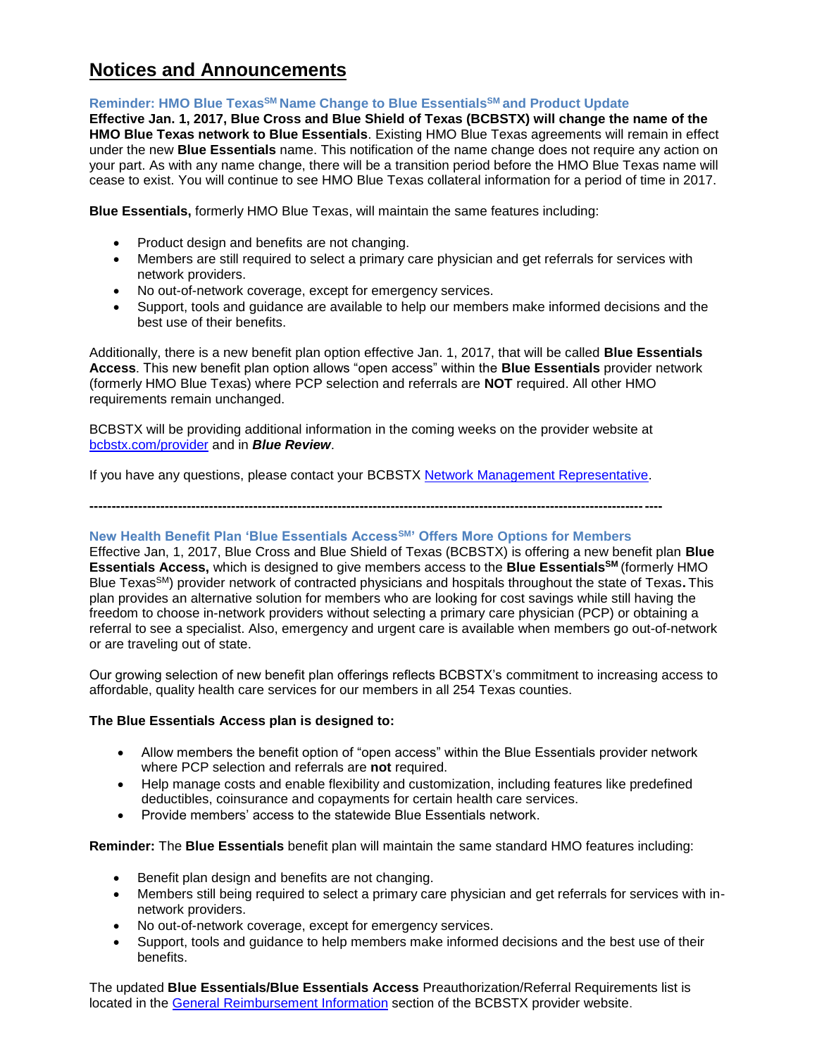# Notices and Announcements

### Reminder: HMO Blue Texas[SM] Name Change to Blue Essentials[SM] and Product Update

**Effective Jan. 1, 2017, Blue Cross and Blue Shield of Texas (BCBSTX) will change the name of the HMO Blue Texas network to Blue Essentials**. Existing HMO Blue Texas agreements will remain in effect under the new **Blue Essentials** name. This notification of the name change does not require any action on your part. As with any name change, there will be a transition period before the HMO Blue Texas name will cease to exist. You will continue to see HMO Blue Texas collateral information for a period of time in 2017.

**Blue Essentials,** formerly HMO Blue Texas, will maintain the same features including:

- Product design and benefits are not changing.
- Members are still required to select a primary care physician and get referrals for services with network providers.
- No out-of-network coverage, except for emergency services.
- Support, tools and guidance are available to help our members make informed decisions and the best use of their benefits.

Additionally, there is a new benefit plan option effective Jan. 1, 2017, that will be called **Blue Essentials Access**. This new benefit plan option allows "open access" within the **Blue Essentials** provider network (formerly HMO Blue Texas) where PCP selection and referrals are **NOT** required. All other HMO requirements remain unchanged.

BCBSTX will be providing additional information in the coming weeks on the provider website at bcbstx.com/provider and in ***Blue Review***.

If you have any questions, please contact your BCBSTX Network Management Representative.

---

### New Health Benefit Plan 'Blue Essentials Access[SM]' Offers More Options for Members

Effective Jan, 1, 2017, Blue Cross and Blue Shield of Texas (BCBSTX) is offering a new benefit plan **Blue Essentials Access,** which is designed to give members access to the **Blue Essentials[SM]** (formerly HMO Blue Texas[SM]) provider network of contracted physicians and hospitals throughout the state of Texas**.** This plan provides an alternative solution for members who are looking for cost savings while still having the freedom to choose in-network providers without selecting a primary care physician (PCP) or obtaining a referral to see a specialist. Also, emergency and urgent care is available when members go out-of-network or are traveling out of state.

Our growing selection of new benefit plan offerings reflects BCBSTX's commitment to increasing access to affordable, quality health care services for our members in all 254 Texas counties.

**The Blue Essentials Access plan is designed to:**

- Allow members the benefit option of "open access" within the Blue Essentials provider network where PCP selection and referrals are **not** required.
- Help manage costs and enable flexibility and customization, including features like predefined deductibles, coinsurance and copayments for certain health care services.
- Provide members' access to the statewide Blue Essentials network.

**Reminder:** The **Blue Essentials** benefit plan will maintain the same standard HMO features including:

- Benefit plan design and benefits are not changing.
- Members still being required to select a primary care physician and get referrals for services with in-network providers.
- No out-of-network coverage, except for emergency services.
- Support, tools and guidance to help members make informed decisions and the best use of their benefits.

The updated **Blue Essentials/Blue Essentials Access** Preauthorization/Referral Requirements list is located in the General Reimbursement Information section of the BCBSTX provider website.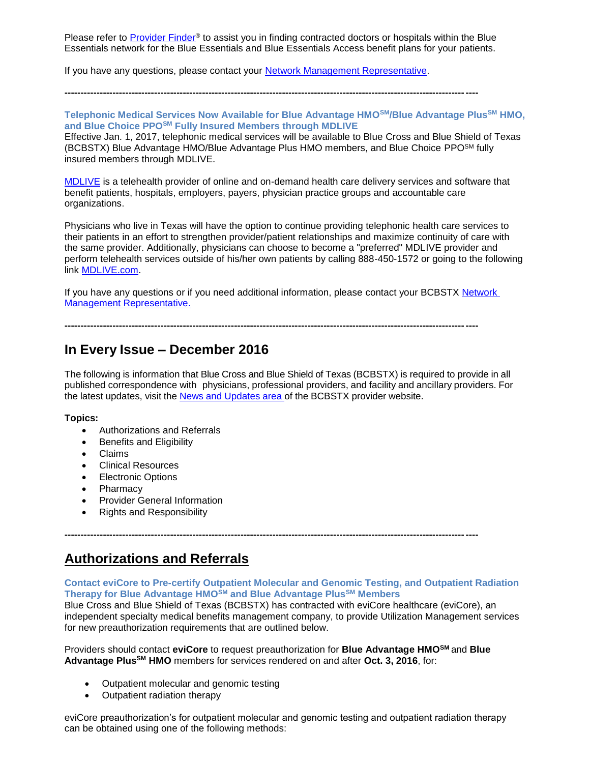Please refer to Provider Finder® to assist you in finding contracted doctors or hospitals within the Blue Essentials network for the Blue Essentials and Blue Essentials Access benefit plans for your patients.

If you have any questions, please contact your Network Management Representative.

-----------------------------------------------------------------------------------------------------------------------------

**Telephonic Medical Services Now Available for Blue Advantage HMO℠/Blue Advantage Plus℠ HMO, and Blue Choice PPO℠ Fully Insured Members through MDLIVE**

Effective Jan. 1, 2017, telephonic medical services will be available to Blue Cross and Blue Shield of Texas (BCBSTX) Blue Advantage HMO/Blue Advantage Plus HMO members, and Blue Choice PPO℠ fully insured members through MDLIVE.

MDLIVE is a telehealth provider of online and on-demand health care delivery services and software that benefit patients, hospitals, employers, payers, physician practice groups and accountable care organizations.

Physicians who live in Texas will have the option to continue providing telephonic health care services to their patients in an effort to strengthen provider/patient relationships and maximize continuity of care with the same provider. Additionally, physicians can choose to become a "preferred" MDLIVE provider and perform telehealth services outside of his/her own patients by calling 888-450-1572 or going to the following link MDLIVE.com.

If you have any questions or if you need additional information, please contact your BCBSTX Network Management Representative.

-----------------------------------------------------------------------------------------------------------------------------

## In Every Issue – December 2016

The following is information that Blue Cross and Blue Shield of Texas (BCBSTX) is required to provide in all published correspondence with physicians, professional providers, and facility and ancillary providers. For the latest updates, visit the News and Updates area of the BCBSTX provider website.

**Topics:**

- Authorizations and Referrals
- Benefits and Eligibility
- Claims
- Clinical Resources
- Electronic Options
- Pharmacy
- Provider General Information
- Rights and Responsibility

-----------------------------------------------------------------------------------------------------------------------------

## Authorizations and Referrals

**Contact eviCore to Pre-certify Outpatient Molecular and Genomic Testing, and Outpatient Radiation Therapy for Blue Advantage HMO℠ and Blue Advantage Plus℠ Members**

Blue Cross and Blue Shield of Texas (BCBSTX) has contracted with eviCore healthcare (eviCore), an independent specialty medical benefits management company, to provide Utilization Management services for new preauthorization requirements that are outlined below.

Providers should contact **eviCore** to request preauthorization for **Blue Advantage HMO℠** and **Blue Advantage Plus℠ HMO** members for services rendered on and after **Oct. 3, 2016**, for:

- Outpatient molecular and genomic testing
- Outpatient radiation therapy

eviCore preauthorization's for outpatient molecular and genomic testing and outpatient radiation therapy can be obtained using one of the following methods: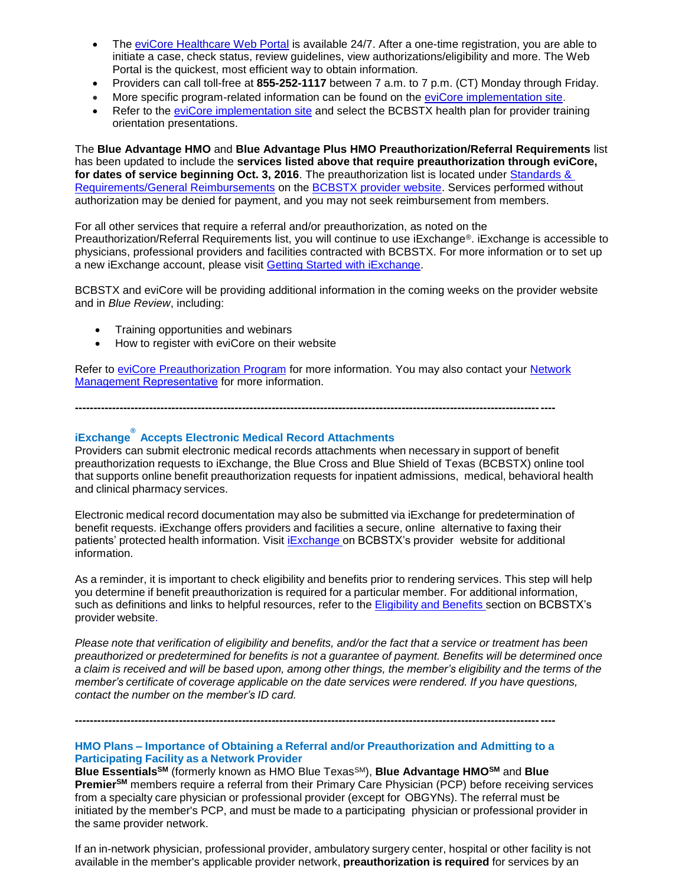- The eviCore Healthcare Web Portal is available 24/7. After a one-time registration, you are able to initiate a case, check status, review guidelines, view authorizations/eligibility and more. The Web Portal is the quickest, most efficient way to obtain information.
- Providers can call toll-free at **855-252-1117** between 7 a.m. to 7 p.m. (CT) Monday through Friday.
- More specific program-related information can be found on the eviCore implementation site.
- Refer to the eviCore implementation site and select the BCBSTX health plan for provider training orientation presentations.

The **Blue Advantage HMO** and **Blue Advantage Plus HMO Preauthorization/Referral Requirements** list has been updated to include the **services listed above that require preauthorization through eviCore, for dates of service beginning Oct. 3, 2016**. The preauthorization list is located under Standards & Requirements/General Reimbursements on the BCBSTX provider website. Services performed without authorization may be denied for payment, and you may not seek reimbursement from members.

For all other services that require a referral and/or preauthorization, as noted on the Preauthorization/Referral Requirements list, you will continue to use iExchange®. iExchange is accessible to physicians, professional providers and facilities contracted with BCBSTX. For more information or to set up a new iExchange account, please visit Getting Started with iExchange.

BCBSTX and eviCore will be providing additional information in the coming weeks on the provider website and in *Blue Review*, including:

- Training opportunities and webinars
- How to register with eviCore on their website

Refer to eviCore Preauthorization Program for more information. You may also contact your Network Management Representative for more information.

---

## iExchange® Accepts Electronic Medical Record Attachments

Providers can submit electronic medical records attachments when necessary in support of benefit preauthorization requests to iExchange, the Blue Cross and Blue Shield of Texas (BCBSTX) online tool that supports online benefit preauthorization requests for inpatient admissions, medical, behavioral health and clinical pharmacy services.

Electronic medical record documentation may also be submitted via iExchange for predetermination of benefit requests. iExchange offers providers and facilities a secure, online alternative to faxing their patients' protected health information. Visit iExchange on BCBSTX's provider website for additional information.

As a reminder, it is important to check eligibility and benefits prior to rendering services. This step will help you determine if benefit preauthorization is required for a particular member. For additional information, such as definitions and links to helpful resources, refer to the Eligibility and Benefits section on BCBSTX's provider website.

*Please note that verification of eligibility and benefits, and/or the fact that a service or treatment has been preauthorized or predetermined for benefits is not a guarantee of payment. Benefits will be determined once a claim is received and will be based upon, among other things, the member's eligibility and the terms of the member's certificate of coverage applicable on the date services were rendered. If you have questions, contact the number on the member's ID card.*

---

## HMO Plans – Importance of Obtaining a Referral and/or Preauthorization and Admitting to a Participating Facility as a Network Provider

**Blue Essentials℠** (formerly known as HMO Blue Texas℠), **Blue Advantage HMO℠** and **Blue Premier℠** members require a referral from their Primary Care Physician (PCP) before receiving services from a specialty care physician or professional provider (except for OBGYNs). The referral must be initiated by the member's PCP, and must be made to a participating physician or professional provider in the same provider network.

If an in-network physician, professional provider, ambulatory surgery center, hospital or other facility is not available in the member's applicable provider network, **preauthorization is required** for services by an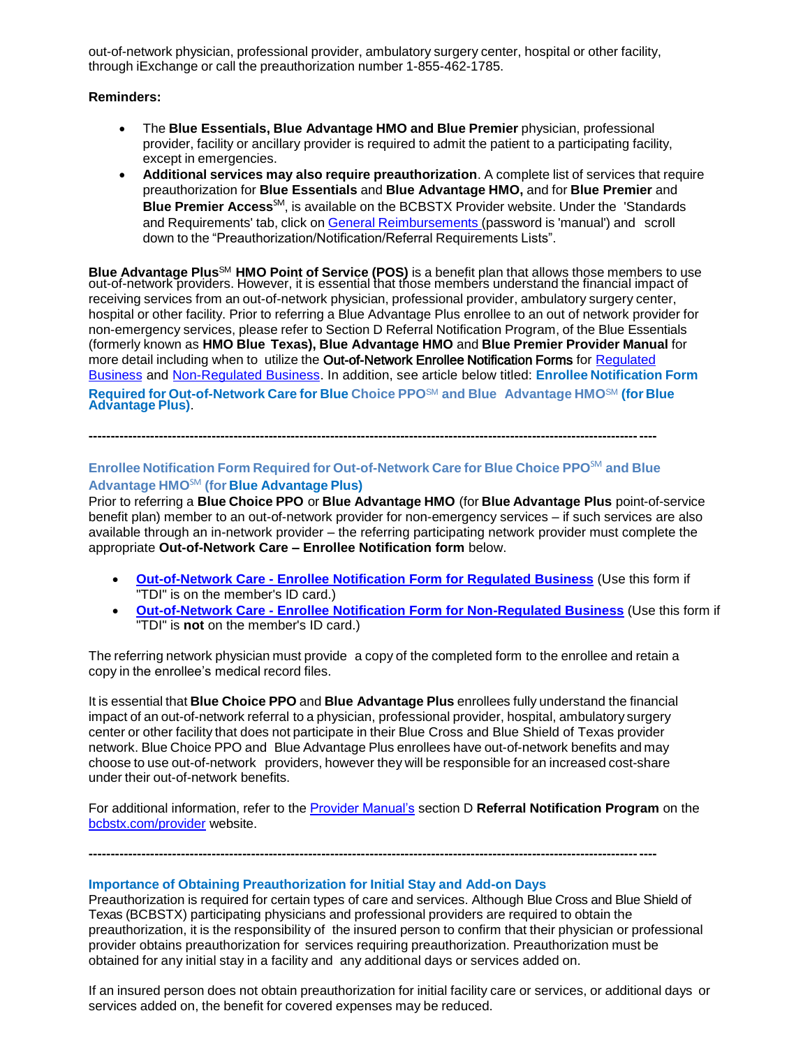out-of-network physician, professional provider, ambulatory surgery center, hospital or other facility, through iExchange or call the preauthorization number 1-855-462-1785.

**Reminders:**

- The **Blue Essentials, Blue Advantage HMO and Blue Premier** physician, professional provider, facility or ancillary provider is required to admit the patient to a participating facility, except in emergencies.
- **Additional services may also require preauthorization**. A complete list of services that require preauthorization for **Blue Essentials** and **Blue Advantage HMO,** and for **Blue Premier** and **Blue Premier Access**SM, is available on the BCBSTX Provider website. Under the 'Standards and Requirements' tab, click on General Reimbursements (password is 'manual') and scroll down to the "Preauthorization/Notification/Referral Requirements Lists".

**Blue Advantage Plus**SM **HMO Point of Service (POS)** is a benefit plan that allows those members to use out-of-network providers. However, it is essential that those members understand the financial impact of receiving services from an out-of-network physician, professional provider, ambulatory surgery center, hospital or other facility. Prior to referring a Blue Advantage Plus enrollee to an out of network provider for non-emergency services, please refer to Section D Referral Notification Program, of the Blue Essentials (formerly known as **HMO Blue Texas), Blue Advantage HMO** and **Blue Premier Provider Manual** for more detail including when to utilize the **Out-of-Network Enrollee Notification Forms** for Regulated Business and Non-Regulated Business. In addition, see article below titled: **Enrollee Notification Form Required for Out-of-Network Care for Blue Choice PPO**SM **and Blue Advantage HMO**SM **(for Blue Advantage Plus)**.

---

### Enrollee Notification Form Required for Out-of-Network Care for Blue Choice PPOSM and Blue Advantage HMOSM (for Blue Advantage Plus)

Prior to referring a **Blue Choice PPO** or **Blue Advantage HMO** (for **Blue Advantage Plus** point-of-service benefit plan) member to an out-of-network provider for non-emergency services – if such services are also available through an in-network provider – the referring participating network provider must complete the appropriate **Out-of-Network Care – Enrollee Notification form** below.

- **Out-of-Network Care - Enrollee Notification Form for Regulated Business** (Use this form if "TDI" is on the member's ID card.)
- **Out-of-Network Care - Enrollee Notification Form for Non-Regulated Business** (Use this form if "TDI" is **not** on the member's ID card.)

The referring network physician must provide a copy of the completed form to the enrollee and retain a copy in the enrollee's medical record files.

It is essential that **Blue Choice PPO** and **Blue Advantage Plus** enrollees fully understand the financial impact of an out-of-network referral to a physician, professional provider, hospital, ambulatory surgery center or other facility that does not participate in their Blue Cross and Blue Shield of Texas provider network. Blue Choice PPO and Blue Advantage Plus enrollees have out-of-network benefits and may choose to use out-of-network providers, however they will be responsible for an increased cost-share under their out-of-network benefits.

For additional information, refer to the Provider Manual's section D **Referral Notification Program** on the bcbstx.com/provider website.

---

### Importance of Obtaining Preauthorization for Initial Stay and Add-on Days

Preauthorization is required for certain types of care and services. Although Blue Cross and Blue Shield of Texas (BCBSTX) participating physicians and professional providers are required to obtain the preauthorization, it is the responsibility of the insured person to confirm that their physician or professional provider obtains preauthorization for services requiring preauthorization. Preauthorization must be obtained for any initial stay in a facility and any additional days or services added on.

If an insured person does not obtain preauthorization for initial facility care or services, or additional days or services added on, the benefit for covered expenses may be reduced.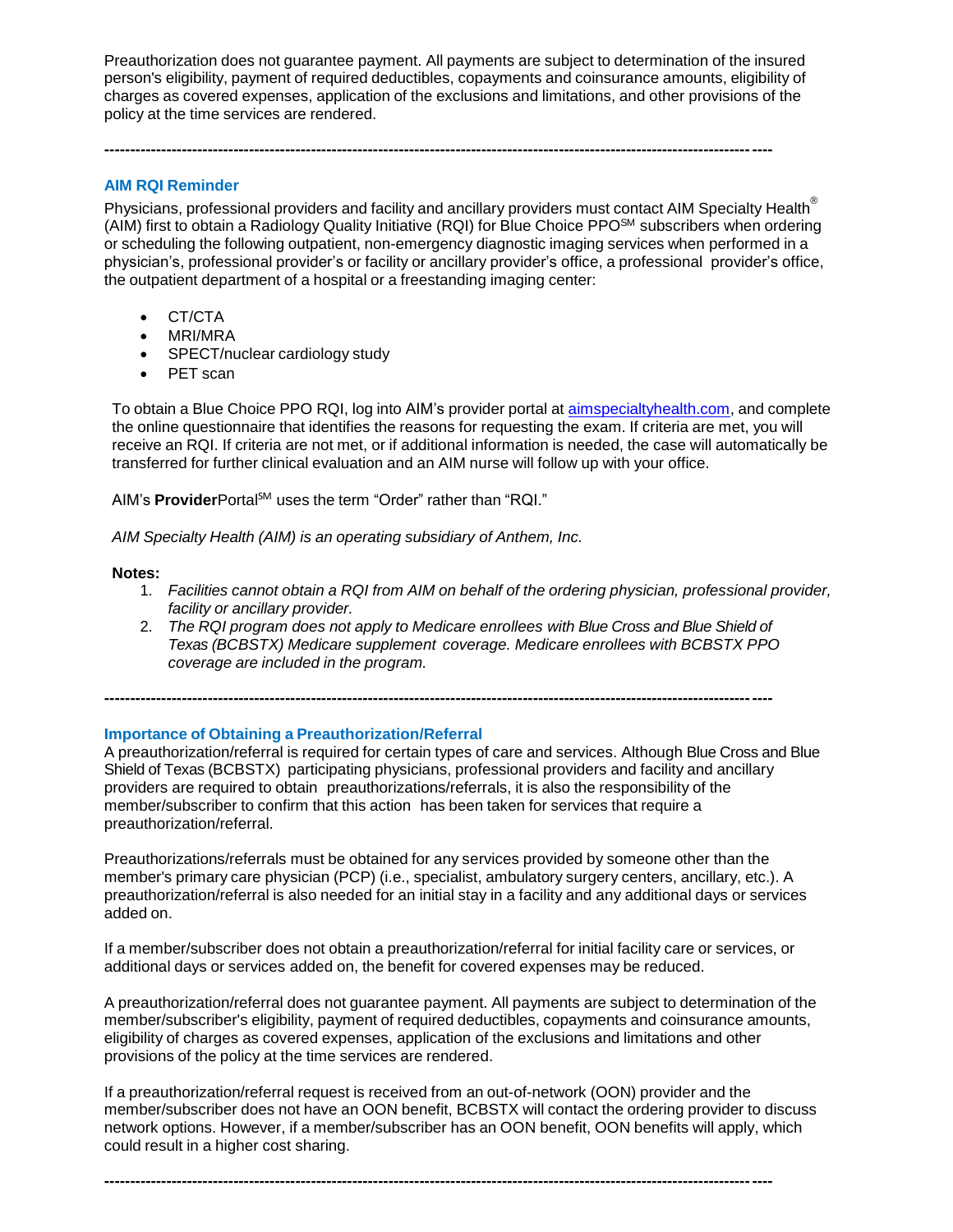Preauthorization does not guarantee payment. All payments are subject to determination of the insured person's eligibility, payment of required deductibles, copayments and coinsurance amounts, eligibility of charges as covered expenses, application of the exclusions and limitations, and other provisions of the policy at the time services are rendered.

---

## AIM RQI Reminder

Physicians, professional providers and facility and ancillary providers must contact AIM Specialty Health® (AIM) first to obtain a Radiology Quality Initiative (RQI) for Blue Choice PPO℠ subscribers when ordering or scheduling the following outpatient, non-emergency diagnostic imaging services when performed in a physician's, professional provider's or facility or ancillary provider's office, a professional provider's office, the outpatient department of a hospital or a freestanding imaging center:

- CT/CTA
- MRI/MRA
- SPECT/nuclear cardiology study
- PET scan

To obtain a Blue Choice PPO RQI, log into AIM's provider portal at [aimspecialtyhealth.com](aimspecialtyhealth.com), and complete the online questionnaire that identifies the reasons for requesting the exam. If criteria are met, you will receive an RQI. If criteria are not met, or if additional information is needed, the case will automatically be transferred for further clinical evaluation and an AIM nurse will follow up with your office.

AIM's **Provider**Portal℠ uses the term "Order" rather than "RQI."

*AIM Specialty Health (AIM) is an operating subsidiary of Anthem, Inc.*

**Notes:**

1. *Facilities cannot obtain a RQI from AIM on behalf of the ordering physician, professional provider, facility or ancillary provider.*
2. *The RQI program does not apply to Medicare enrollees with Blue Cross and Blue Shield of Texas (BCBSTX) Medicare supplement coverage. Medicare enrollees with BCBSTX PPO coverage are included in the program.*

---

## Importance of Obtaining a Preauthorization/Referral

A preauthorization/referral is required for certain types of care and services. Although Blue Cross and Blue Shield of Texas (BCBSTX) participating physicians, professional providers and facility and ancillary providers are required to obtain preauthorizations/referrals, it is also the responsibility of the member/subscriber to confirm that this action has been taken for services that require a preauthorization/referral.

Preauthorizations/referrals must be obtained for any services provided by someone other than the member's primary care physician (PCP) (i.e., specialist, ambulatory surgery centers, ancillary, etc.). A preauthorization/referral is also needed for an initial stay in a facility and any additional days or services added on.

If a member/subscriber does not obtain a preauthorization/referral for initial facility care or services, or additional days or services added on, the benefit for covered expenses may be reduced.

A preauthorization/referral does not guarantee payment. All payments are subject to determination of the member/subscriber's eligibility, payment of required deductibles, copayments and coinsurance amounts, eligibility of charges as covered expenses, application of the exclusions and limitations and other provisions of the policy at the time services are rendered.

If a preauthorization/referral request is received from an out-of-network (OON) provider and the member/subscriber does not have an OON benefit, BCBSTX will contact the ordering provider to discuss network options. However, if a member/subscriber has an OON benefit, OON benefits will apply, which could result in a higher cost sharing.

---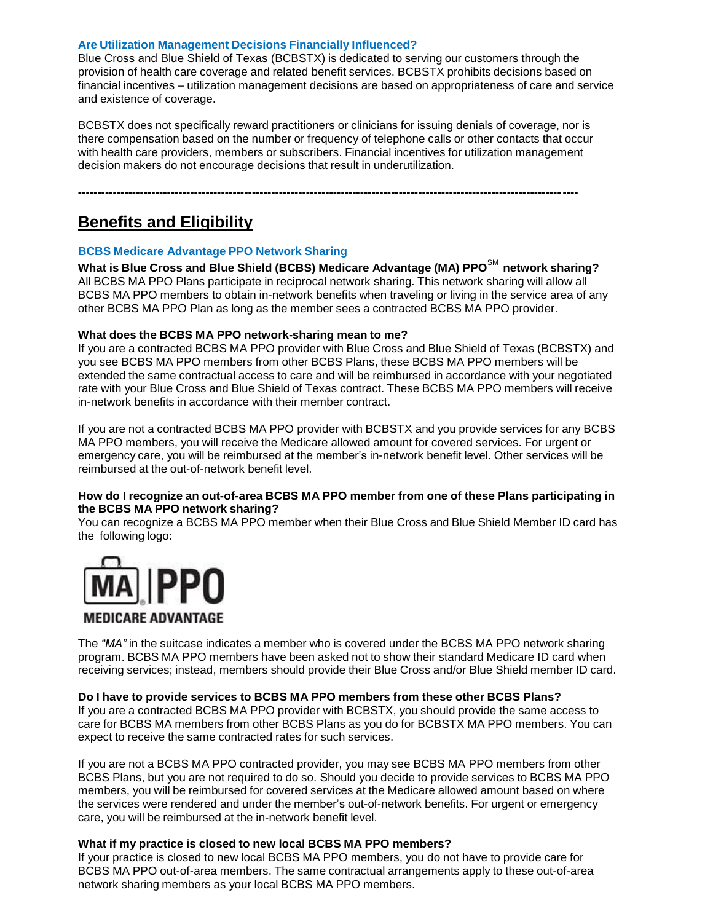### Are Utilization Management Decisions Financially Influenced?

Blue Cross and Blue Shield of Texas (BCBSTX) is dedicated to serving our customers through the provision of health care coverage and related benefit services. BCBSTX prohibits decisions based on financial incentives – utilization management decisions are based on appropriateness of care and service and existence of coverage.

BCBSTX does not specifically reward practitioners or clinicians for issuing denials of coverage, nor is there compensation based on the number or frequency of telephone calls or other contacts that occur with health care providers, members or subscribers. Financial incentives for utilization management decision makers do not encourage decisions that result in underutilization.

---

## Benefits and Eligibility

### BCBS Medicare Advantage PPO Network Sharing

**What is Blue Cross and Blue Shield (BCBS) Medicare Advantage (MA) PPO℠ network sharing?**
All BCBS MA PPO Plans participate in reciprocal network sharing. This network sharing will allow all BCBS MA PPO members to obtain in-network benefits when traveling or living in the service area of any other BCBS MA PPO Plan as long as the member sees a contracted BCBS MA PPO provider.

**What does the BCBS MA PPO network-sharing mean to me?**
If you are a contracted BCBS MA PPO provider with Blue Cross and Blue Shield of Texas (BCBSTX) and you see BCBS MA PPO members from other BCBS Plans, these BCBS MA PPO members will be extended the same contractual access to care and will be reimbursed in accordance with your negotiated rate with your Blue Cross and Blue Shield of Texas contract. These BCBS MA PPO members will receive in-network benefits in accordance with their member contract.

If you are not a contracted BCBS MA PPO provider with BCBSTX and you provide services for any BCBS MA PPO members, you will receive the Medicare allowed amount for covered services. For urgent or emergency care, you will be reimbursed at the member's in-network benefit level. Other services will be reimbursed at the out-of-network benefit level.

**How do I recognize an out-of-area BCBS MA PPO member from one of these Plans participating in the BCBS MA PPO network sharing?**
You can recognize a BCBS MA PPO member when their Blue Cross and Blue Shield Member ID card has the following logo:

MA | PPO
MEDICARE ADVANTAGE

The *"MA"* in the suitcase indicates a member who is covered under the BCBS MA PPO network sharing program. BCBS MA PPO members have been asked not to show their standard Medicare ID card when receiving services; instead, members should provide their Blue Cross and/or Blue Shield member ID card.

**Do I have to provide services to BCBS MA PPO members from these other BCBS Plans?**
If you are a contracted BCBS MA PPO provider with BCBSTX, you should provide the same access to care for BCBS MA members from other BCBS Plans as you do for BCBSTX MA PPO members. You can expect to receive the same contracted rates for such services.

If you are not a BCBS MA PPO contracted provider, you may see BCBS MA PPO members from other BCBS Plans, but you are not required to do so. Should you decide to provide services to BCBS MA PPO members, you will be reimbursed for covered services at the Medicare allowed amount based on where the services were rendered and under the member's out-of-network benefits. For urgent or emergency care, you will be reimbursed at the in-network benefit level.

**What if my practice is closed to new local BCBS MA PPO members?**
If your practice is closed to new local BCBS MA PPO members, you do not have to provide care for BCBS MA PPO out-of-area members. The same contractual arrangements apply to these out-of-area network sharing members as your local BCBS MA PPO members.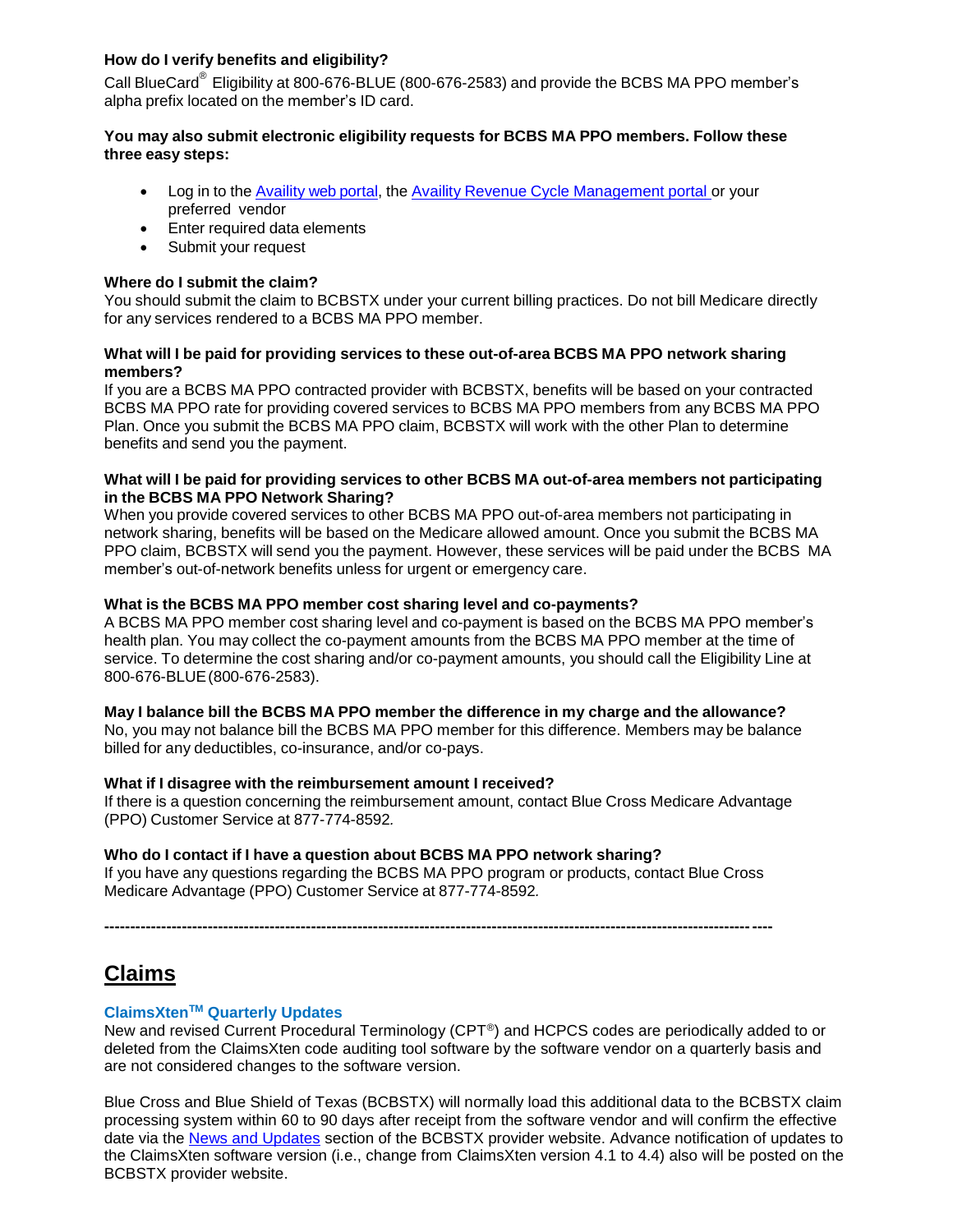**How do I verify benefits and eligibility?**

Call BlueCard® Eligibility at 800-676-BLUE (800-676-2583) and provide the BCBS MA PPO member's alpha prefix located on the member's ID card.

**You may also submit electronic eligibility requests for BCBS MA PPO members. Follow these three easy steps:**

- Log in to the Availity web portal, the Availity Revenue Cycle Management portal or your preferred vendor
- Enter required data elements
- Submit your request

**Where do I submit the claim?**

You should submit the claim to BCBSTX under your current billing practices. Do not bill Medicare directly for any services rendered to a BCBS MA PPO member.

**What will I be paid for providing services to these out-of-area BCBS MA PPO network sharing members?**

If you are a BCBS MA PPO contracted provider with BCBSTX, benefits will be based on your contracted BCBS MA PPO rate for providing covered services to BCBS MA PPO members from any BCBS MA PPO Plan. Once you submit the BCBS MA PPO claim, BCBSTX will work with the other Plan to determine benefits and send you the payment.

**What will I be paid for providing services to other BCBS MA out-of-area members not participating in the BCBS MA PPO Network Sharing?**

When you provide covered services to other BCBS MA PPO out-of-area members not participating in network sharing, benefits will be based on the Medicare allowed amount. Once you submit the BCBS MA PPO claim, BCBSTX will send you the payment. However, these services will be paid under the BCBS MA member's out-of-network benefits unless for urgent or emergency care.

**What is the BCBS MA PPO member cost sharing level and co-payments?**

A BCBS MA PPO member cost sharing level and co-payment is based on the BCBS MA PPO member's health plan. You may collect the co-payment amounts from the BCBS MA PPO member at the time of service. To determine the cost sharing and/or co-payment amounts, you should call the Eligibility Line at 800-676-BLUE (800-676-2583).

**May I balance bill the BCBS MA PPO member the difference in my charge and the allowance?**

No, you may not balance bill the BCBS MA PPO member for this difference. Members may be balance billed for any deductibles, co-insurance, and/or co-pays.

**What if I disagree with the reimbursement amount I received?**

If there is a question concerning the reimbursement amount, contact Blue Cross Medicare Advantage (PPO) Customer Service at 877-774-8592.

**Who do I contact if I have a question about BCBS MA PPO network sharing?**

If you have any questions regarding the BCBS MA PPO program or products, contact Blue Cross Medicare Advantage (PPO) Customer Service at 877-774-8592.

---

# Claims

### ClaimsXten™ Quarterly Updates

New and revised Current Procedural Terminology (CPT®) and HCPCS codes are periodically added to or deleted from the ClaimsXten code auditing tool software by the software vendor on a quarterly basis and are not considered changes to the software version.

Blue Cross and Blue Shield of Texas (BCBSTX) will normally load this additional data to the BCBSTX claim processing system within 60 to 90 days after receipt from the software vendor and will confirm the effective date via the News and Updates section of the BCBSTX provider website. Advance notification of updates to the ClaimsXten software version (i.e., change from ClaimsXten version 4.1 to 4.4) also will be posted on the BCBSTX provider website.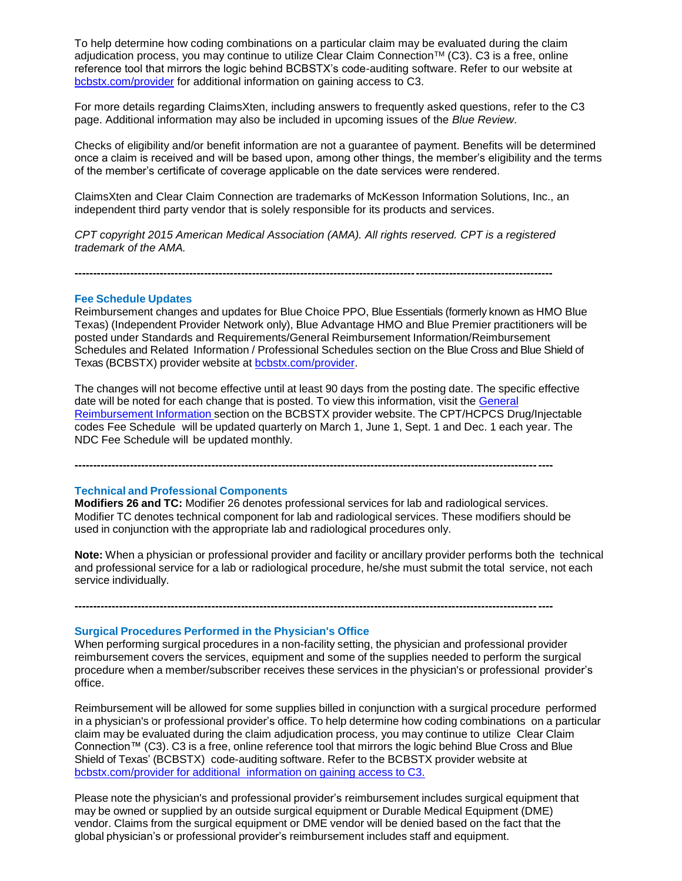To help determine how coding combinations on a particular claim may be evaluated during the claim adjudication process, you may continue to utilize Clear Claim Connection™ (C3). C3 is a free, online reference tool that mirrors the logic behind BCBSTX's code-auditing software. Refer to our website at bcbstx.com/provider for additional information on gaining access to C3.

For more details regarding ClaimsXten, including answers to frequently asked questions, refer to the C3 page. Additional information may also be included in upcoming issues of the *Blue Review*.

Checks of eligibility and/or benefit information are not a guarantee of payment. Benefits will be determined once a claim is received and will be based upon, among other things, the member's eligibility and the terms of the member's certificate of coverage applicable on the date services were rendered.

ClaimsXten and Clear Claim Connection are trademarks of McKesson Information Solutions, Inc., an independent third party vendor that is solely responsible for its products and services.

*CPT copyright 2015 American Medical Association (AMA). All rights reserved. CPT is a registered trademark of the AMA.*

---

### Fee Schedule Updates

Reimbursement changes and updates for Blue Choice PPO, Blue Essentials (formerly known as HMO Blue Texas) (Independent Provider Network only), Blue Advantage HMO and Blue Premier practitioners will be posted under Standards and Requirements/General Reimbursement Information/Reimbursement Schedules and Related Information / Professional Schedules section on the Blue Cross and Blue Shield of Texas (BCBSTX) provider website at bcbstx.com/provider.

The changes will not become effective until at least 90 days from the posting date. The specific effective date will be noted for each change that is posted. To view this information, visit the General Reimbursement Information section on the BCBSTX provider website. The CPT/HCPCS Drug/Injectable codes Fee Schedule will be updated quarterly on March 1, June 1, Sept. 1 and Dec. 1 each year. The NDC Fee Schedule will be updated monthly.

---

### Technical and Professional Components

**Modifiers 26 and TC:** Modifier 26 denotes professional services for lab and radiological services. Modifier TC denotes technical component for lab and radiological services. These modifiers should be used in conjunction with the appropriate lab and radiological procedures only.

**Note:** When a physician or professional provider and facility or ancillary provider performs both the technical and professional service for a lab or radiological procedure, he/she must submit the total service, not each service individually.

---

### Surgical Procedures Performed in the Physician's Office

When performing surgical procedures in a non-facility setting, the physician and professional provider reimbursement covers the services, equipment and some of the supplies needed to perform the surgical procedure when a member/subscriber receives these services in the physician's or professional provider's office.

Reimbursement will be allowed for some supplies billed in conjunction with a surgical procedure performed in a physician's or professional provider's office. To help determine how coding combinations on a particular claim may be evaluated during the claim adjudication process, you may continue to utilize Clear Claim Connection™ (C3). C3 is a free, online reference tool that mirrors the logic behind Blue Cross and Blue Shield of Texas' (BCBSTX) code-auditing software. Refer to the BCBSTX provider website at bcbstx.com/provider for additional information on gaining access to C3.

Please note the physician's and professional provider's reimbursement includes surgical equipment that may be owned or supplied by an outside surgical equipment or Durable Medical Equipment (DME) vendor. Claims from the surgical equipment or DME vendor will be denied based on the fact that the global physician's or professional provider's reimbursement includes staff and equipment.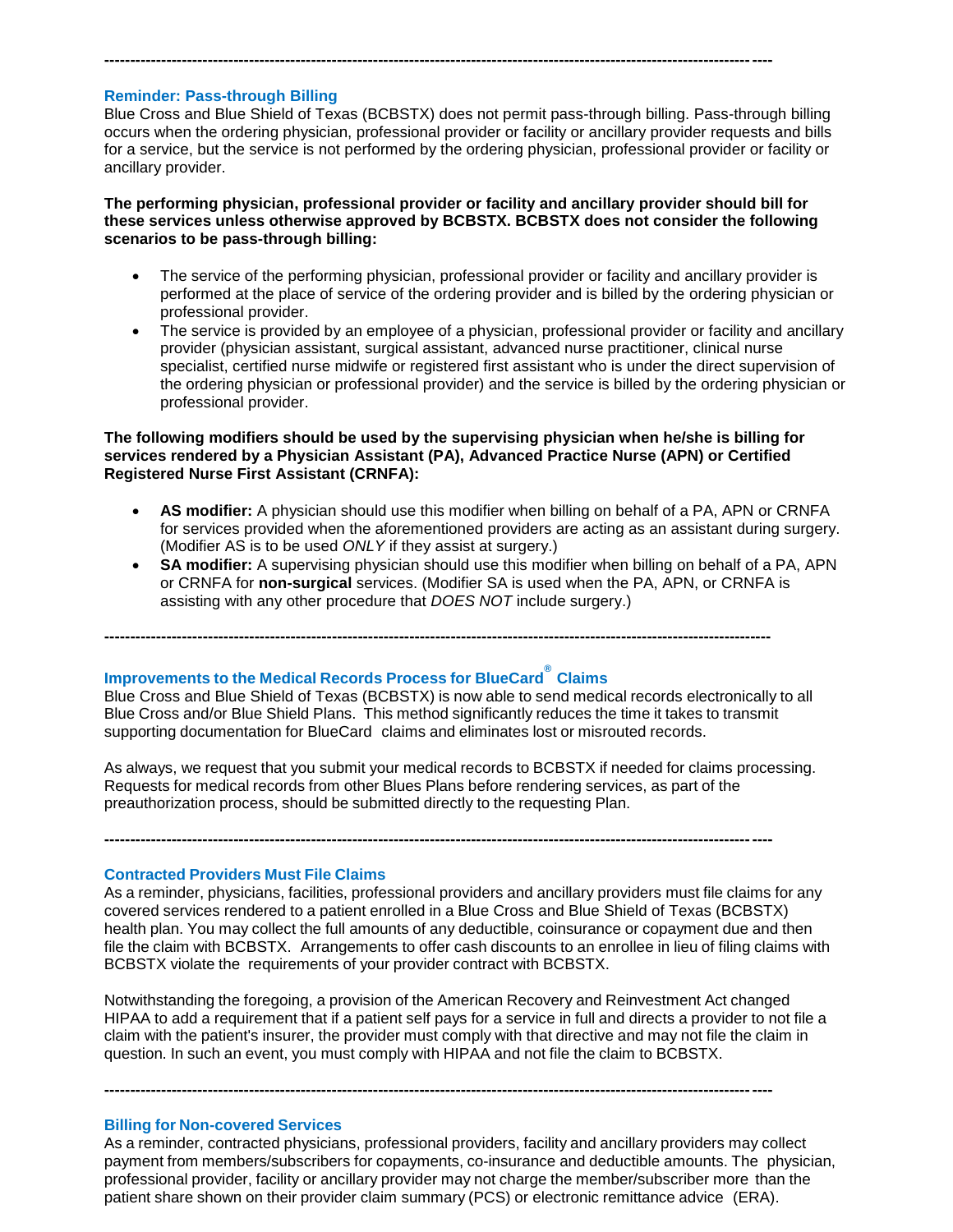---

### Reminder: Pass-through Billing

Blue Cross and Blue Shield of Texas (BCBSTX) does not permit pass-through billing. Pass-through billing occurs when the ordering physician, professional provider or facility or ancillary provider requests and bills for a service, but the service is not performed by the ordering physician, professional provider or facility or ancillary provider.

**The performing physician, professional provider or facility and ancillary provider should bill for these services unless otherwise approved by BCBSTX. BCBSTX does not consider the following scenarios to be pass-through billing:**

- The service of the performing physician, professional provider or facility and ancillary provider is performed at the place of service of the ordering provider and is billed by the ordering physician or professional provider.
- The service is provided by an employee of a physician, professional provider or facility and ancillary provider (physician assistant, surgical assistant, advanced nurse practitioner, clinical nurse specialist, certified nurse midwife or registered first assistant who is under the direct supervision of the ordering physician or professional provider) and the service is billed by the ordering physician or professional provider.

**The following modifiers should be used by the supervising physician when he/she is billing for services rendered by a Physician Assistant (PA), Advanced Practice Nurse (APN) or Certified Registered Nurse First Assistant (CRNFA):**

- **AS modifier:** A physician should use this modifier when billing on behalf of a PA, APN or CRNFA for services provided when the aforementioned providers are acting as an assistant during surgery. (Modifier AS is to be used *ONLY* if they assist at surgery.)
- **SA modifier:** A supervising physician should use this modifier when billing on behalf of a PA, APN or CRNFA for **non-surgical** services. (Modifier SA is used when the PA, APN, or CRNFA is assisting with any other procedure that *DOES NOT* include surgery.)

---

### Improvements to the Medical Records Process for BlueCard® Claims

Blue Cross and Blue Shield of Texas (BCBSTX) is now able to send medical records electronically to all Blue Cross and/or Blue Shield Plans. This method significantly reduces the time it takes to transmit supporting documentation for BlueCard claims and eliminates lost or misrouted records.

As always, we request that you submit your medical records to BCBSTX if needed for claims processing. Requests for medical records from other Blues Plans before rendering services, as part of the preauthorization process, should be submitted directly to the requesting Plan.

---

### Contracted Providers Must File Claims

As a reminder, physicians, facilities, professional providers and ancillary providers must file claims for any covered services rendered to a patient enrolled in a Blue Cross and Blue Shield of Texas (BCBSTX) health plan. You may collect the full amounts of any deductible, coinsurance or copayment due and then file the claim with BCBSTX. Arrangements to offer cash discounts to an enrollee in lieu of filing claims with BCBSTX violate the requirements of your provider contract with BCBSTX.

Notwithstanding the foregoing, a provision of the American Recovery and Reinvestment Act changed HIPAA to add a requirement that if a patient self pays for a service in full and directs a provider to not file a claim with the patient's insurer, the provider must comply with that directive and may not file the claim in question. In such an event, you must comply with HIPAA and not file the claim to BCBSTX.

---

### Billing for Non-covered Services

As a reminder, contracted physicians, professional providers, facility and ancillary providers may collect payment from members/subscribers for copayments, co-insurance and deductible amounts. The physician, professional provider, facility or ancillary provider may not charge the member/subscriber more than the patient share shown on their provider claim summary (PCS) or electronic remittance advice (ERA).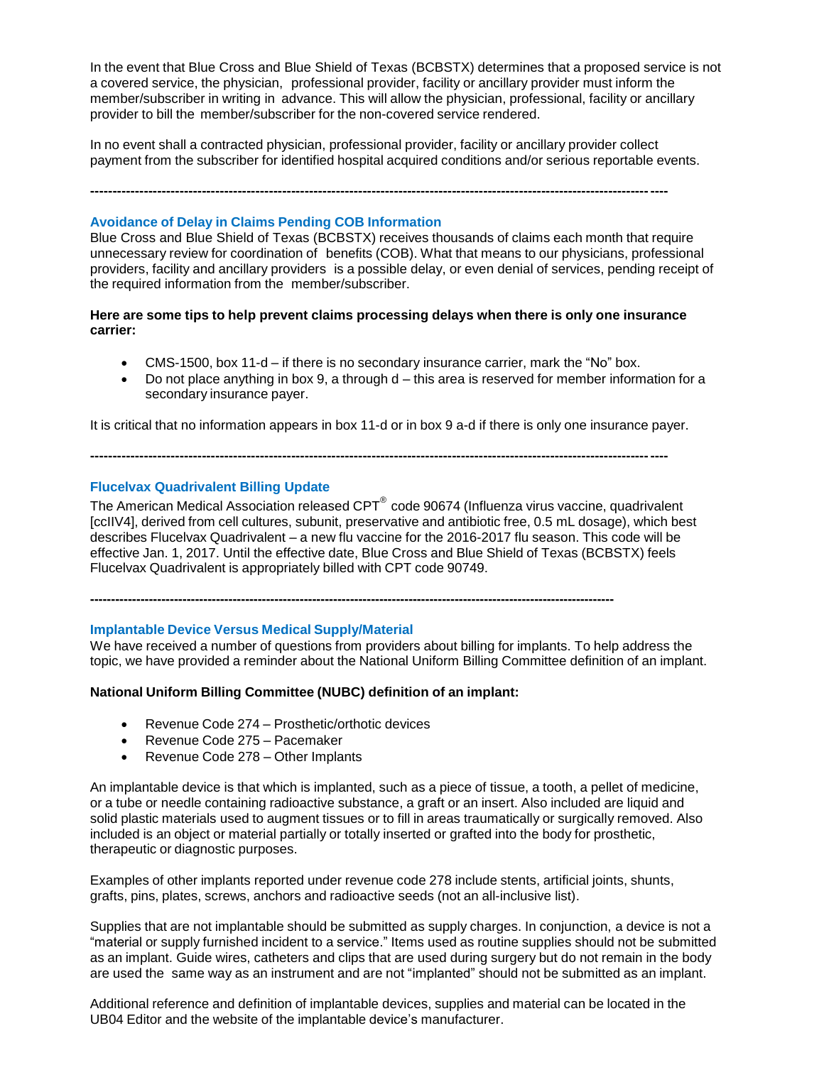In the event that Blue Cross and Blue Shield of Texas (BCBSTX) determines that a proposed service is not a covered service, the physician, professional provider, facility or ancillary provider must inform the member/subscriber in writing in advance. This will allow the physician, professional, facility or ancillary provider to bill the member/subscriber for the non-covered service rendered.

In no event shall a contracted physician, professional provider, facility or ancillary provider collect payment from the subscriber for identified hospital acquired conditions and/or serious reportable events.

---

### Avoidance of Delay in Claims Pending COB Information

Blue Cross and Blue Shield of Texas (BCBSTX) receives thousands of claims each month that require unnecessary review for coordination of benefits (COB). What that means to our physicians, professional providers, facility and ancillary providers is a possible delay, or even denial of services, pending receipt of the required information from the member/subscriber.

**Here are some tips to help prevent claims processing delays when there is only one insurance carrier:**

- CMS-1500, box 11-d – if there is no secondary insurance carrier, mark the "No" box.
- Do not place anything in box 9, a through d – this area is reserved for member information for a secondary insurance payer.

It is critical that no information appears in box 11-d or in box 9 a-d if there is only one insurance payer.

---

### Flucelvax Quadrivalent Billing Update

The American Medical Association released CPT® code 90674 (Influenza virus vaccine, quadrivalent [ccIIV4], derived from cell cultures, subunit, preservative and antibiotic free, 0.5 mL dosage), which best describes Flucelvax Quadrivalent – a new flu vaccine for the 2016-2017 flu season. This code will be effective Jan. 1, 2017. Until the effective date, Blue Cross and Blue Shield of Texas (BCBSTX) feels Flucelvax Quadrivalent is appropriately billed with CPT code 90749.

---

### Implantable Device Versus Medical Supply/Material

We have received a number of questions from providers about billing for implants. To help address the topic, we have provided a reminder about the National Uniform Billing Committee definition of an implant.

**National Uniform Billing Committee (NUBC) definition of an implant:**

- Revenue Code 274 – Prosthetic/orthotic devices
- Revenue Code 275 – Pacemaker
- Revenue Code 278 – Other Implants

An implantable device is that which is implanted, such as a piece of tissue, a tooth, a pellet of medicine, or a tube or needle containing radioactive substance, a graft or an insert. Also included are liquid and solid plastic materials used to augment tissues or to fill in areas traumatically or surgically removed. Also included is an object or material partially or totally inserted or grafted into the body for prosthetic, therapeutic or diagnostic purposes.

Examples of other implants reported under revenue code 278 include stents, artificial joints, shunts, grafts, pins, plates, screws, anchors and radioactive seeds (not an all-inclusive list).

Supplies that are not implantable should be submitted as supply charges. In conjunction, a device is not a "material or supply furnished incident to a service." Items used as routine supplies should not be submitted as an implant. Guide wires, catheters and clips that are used during surgery but do not remain in the body are used the same way as an instrument and are not "implanted" should not be submitted as an implant.

Additional reference and definition of implantable devices, supplies and material can be located in the UB04 Editor and the website of the implantable device's manufacturer.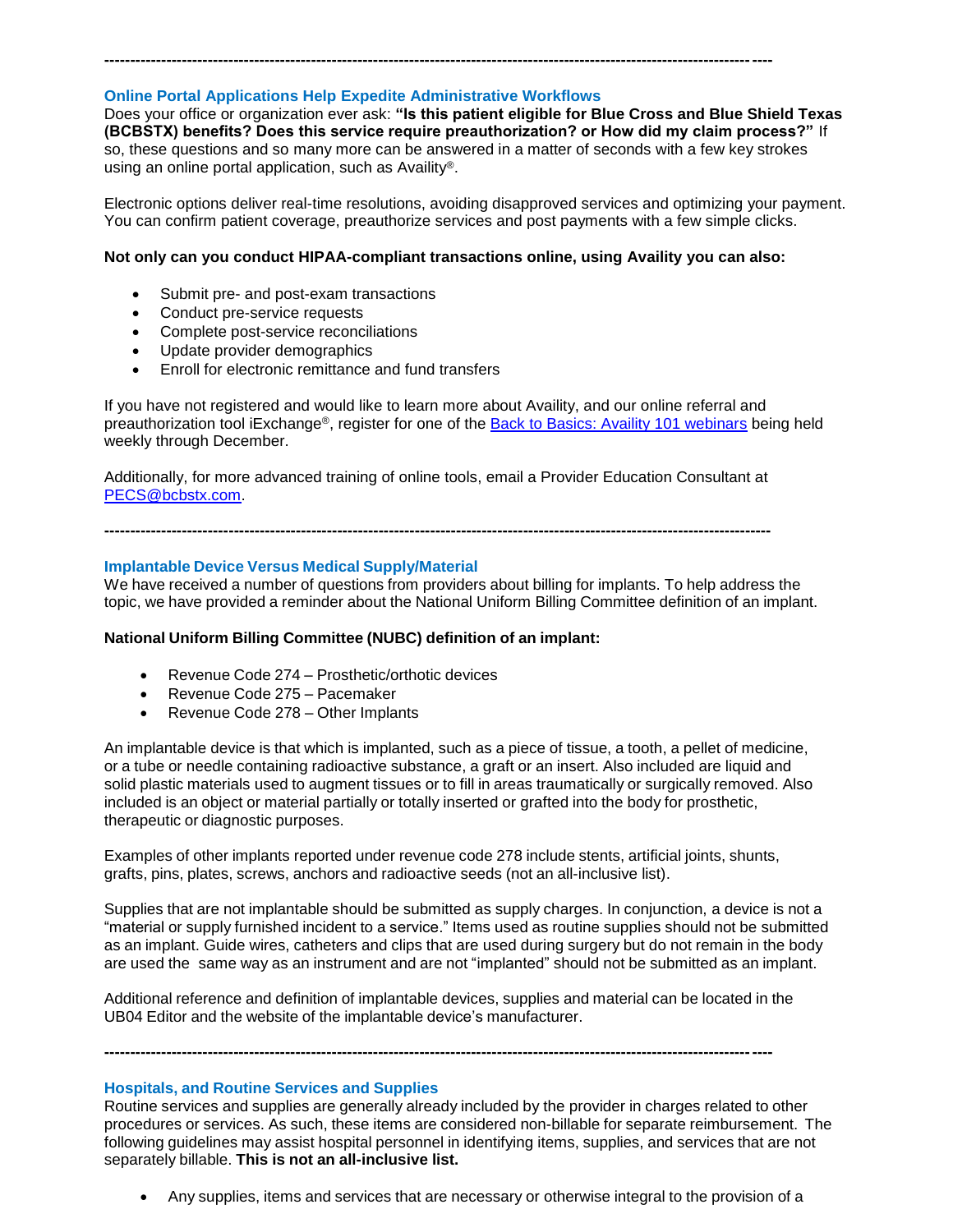---

### Online Portal Applications Help Expedite Administrative Workflows

Does your office or organization ever ask: **"Is this patient eligible for Blue Cross and Blue Shield Texas (BCBSTX) benefits? Does this service require preauthorization? or How did my claim process?"** If so, these questions and so many more can be answered in a matter of seconds with a few key strokes using an online portal application, such as Availity®.

Electronic options deliver real-time resolutions, avoiding disapproved services and optimizing your payment. You can confirm patient coverage, preauthorize services and post payments with a few simple clicks.

**Not only can you conduct HIPAA-compliant transactions online, using Availity you can also:**

- Submit pre- and post-exam transactions
- Conduct pre-service requests
- Complete post-service reconciliations
- Update provider demographics
- Enroll for electronic remittance and fund transfers

If you have not registered and would like to learn more about Availity, and our online referral and preauthorization tool iExchange®, register for one of the Back to Basics: Availity 101 webinars being held weekly through December.

Additionally, for more advanced training of online tools, email a Provider Education Consultant at PECS@bcbstx.com.

---

### Implantable Device Versus Medical Supply/Material

We have received a number of questions from providers about billing for implants. To help address the topic, we have provided a reminder about the National Uniform Billing Committee definition of an implant.

**National Uniform Billing Committee (NUBC) definition of an implant:**

- Revenue Code 274 – Prosthetic/orthotic devices
- Revenue Code 275 – Pacemaker
- Revenue Code 278 – Other Implants

An implantable device is that which is implanted, such as a piece of tissue, a tooth, a pellet of medicine, or a tube or needle containing radioactive substance, a graft or an insert. Also included are liquid and solid plastic materials used to augment tissues or to fill in areas traumatically or surgically removed. Also included is an object or material partially or totally inserted or grafted into the body for prosthetic, therapeutic or diagnostic purposes.

Examples of other implants reported under revenue code 278 include stents, artificial joints, shunts, grafts, pins, plates, screws, anchors and radioactive seeds (not an all-inclusive list).

Supplies that are not implantable should be submitted as supply charges. In conjunction, a device is not a "material or supply furnished incident to a service." Items used as routine supplies should not be submitted as an implant. Guide wires, catheters and clips that are used during surgery but do not remain in the body are used the same way as an instrument and are not "implanted" should not be submitted as an implant.

Additional reference and definition of implantable devices, supplies and material can be located in the UB04 Editor and the website of the implantable device's manufacturer.

---

### Hospitals, and Routine Services and Supplies

Routine services and supplies are generally already included by the provider in charges related to other procedures or services. As such, these items are considered non-billable for separate reimbursement. The following guidelines may assist hospital personnel in identifying items, supplies, and services that are not separately billable. **This is not an all-inclusive list.**

- Any supplies, items and services that are necessary or otherwise integral to the provision of a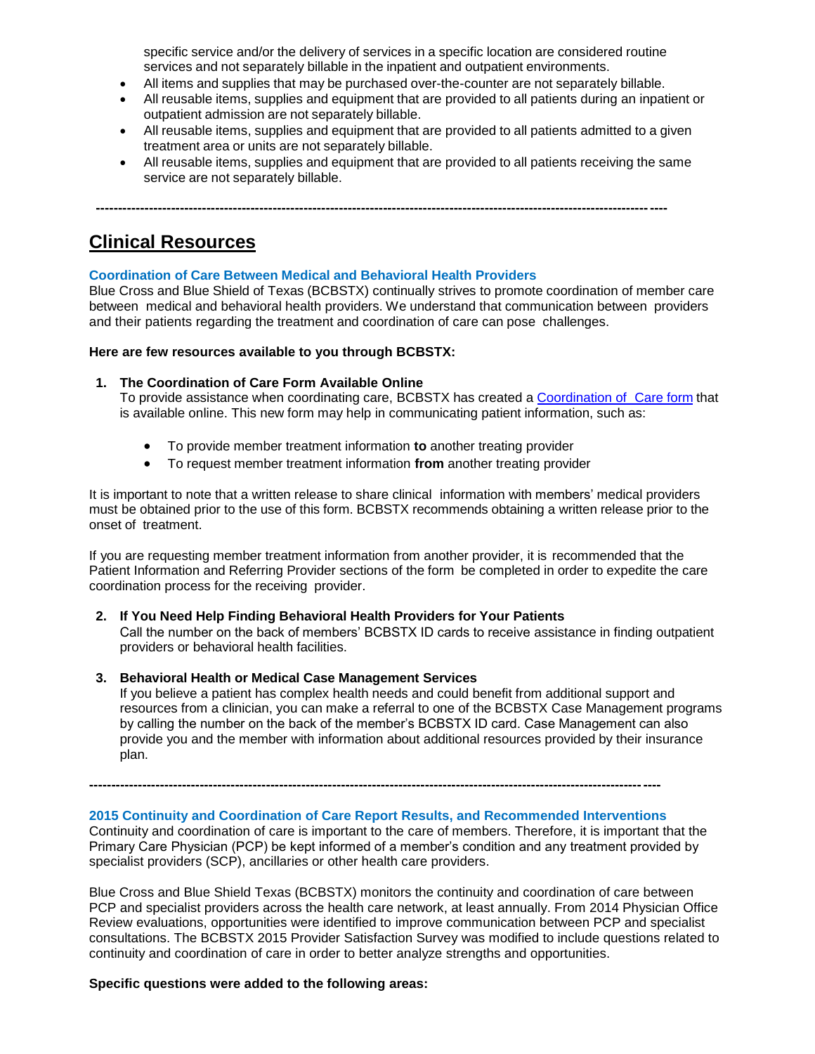specific service and/or the delivery of services in a specific location are considered routine services and not separately billable in the inpatient and outpatient environments.

- All items and supplies that may be purchased over-the-counter are not separately billable.
- All reusable items, supplies and equipment that are provided to all patients during an inpatient or outpatient admission are not separately billable.
- All reusable items, supplies and equipment that are provided to all patients admitted to a given treatment area or units are not separately billable.
- All reusable items, supplies and equipment that are provided to all patients receiving the same service are not separately billable.

---

## Clinical Resources

### Coordination of Care Between Medical and Behavioral Health Providers

Blue Cross and Blue Shield of Texas (BCBSTX) continually strives to promote coordination of member care between medical and behavioral health providers. We understand that communication between providers and their patients regarding the treatment and coordination of care can pose challenges.

**Here are few resources available to you through BCBSTX:**

1. **The Coordination of Care Form Available Online**
   To provide assistance when coordinating care, BCBSTX has created a Coordination of Care form that is available online. This new form may help in communicating patient information, such as:

   - To provide member treatment information **to** another treating provider
   - To request member treatment information **from** another treating provider

It is important to note that a written release to share clinical information with members' medical providers must be obtained prior to the use of this form. BCBSTX recommends obtaining a written release prior to the onset of treatment.

If you are requesting member treatment information from another provider, it is recommended that the Patient Information and Referring Provider sections of the form be completed in order to expedite the care coordination process for the receiving provider.

2. **If You Need Help Finding Behavioral Health Providers for Your Patients**
   Call the number on the back of members' BCBSTX ID cards to receive assistance in finding outpatient providers or behavioral health facilities.

3. **Behavioral Health or Medical Case Management Services**
   If you believe a patient has complex health needs and could benefit from additional support and resources from a clinician, you can make a referral to one of the BCBSTX Case Management programs by calling the number on the back of the member's BCBSTX ID card. Case Management can also provide you and the member with information about additional resources provided by their insurance plan.

---

### 2015 Continuity and Coordination of Care Report Results, and Recommended Interventions

Continuity and coordination of care is important to the care of members. Therefore, it is important that the Primary Care Physician (PCP) be kept informed of a member's condition and any treatment provided by specialist providers (SCP), ancillaries or other health care providers.

Blue Cross and Blue Shield Texas (BCBSTX) monitors the continuity and coordination of care between PCP and specialist providers across the health care network, at least annually. From 2014 Physician Office Review evaluations, opportunities were identified to improve communication between PCP and specialist consultations. The BCBSTX 2015 Provider Satisfaction Survey was modified to include questions related to continuity and coordination of care in order to better analyze strengths and opportunities.

**Specific questions were added to the following areas:**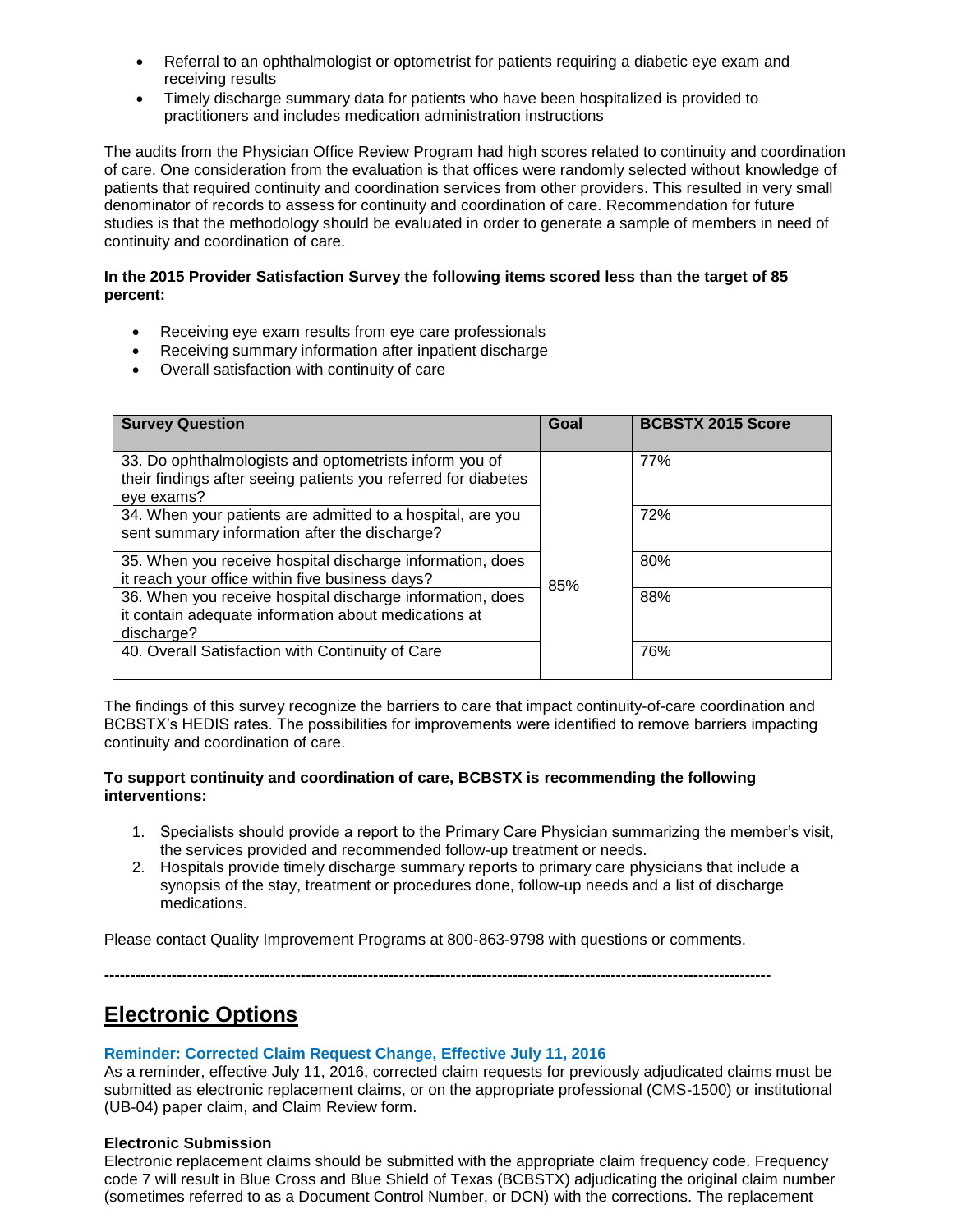- Referral to an ophthalmologist or optometrist for patients requiring a diabetic eye exam and receiving results
- Timely discharge summary data for patients who have been hospitalized is provided to practitioners and includes medication administration instructions

The audits from the Physician Office Review Program had high scores related to continuity and coordination of care. One consideration from the evaluation is that offices were randomly selected without knowledge of patients that required continuity and coordination services from other providers. This resulted in very small denominator of records to assess for continuity and coordination of care. Recommendation for future studies is that the methodology should be evaluated in order to generate a sample of members in need of continuity and coordination of care.

**In the 2015 Provider Satisfaction Survey the following items scored less than the target of 85 percent:**

- Receiving eye exam results from eye care professionals
- Receiving summary information after inpatient discharge
- Overall satisfaction with continuity of care

| Survey Question | Goal | BCBSTX 2015 Score |
|---|---|---|
| 33. Do ophthalmologists and optometrists inform you of their findings after seeing patients you referred for diabetes eye exams? | 85% | 77% |
| 34. When your patients are admitted to a hospital, are you sent summary information after the discharge? | | 72% |
| 35. When you receive hospital discharge information, does it reach your office within five business days? | | 80% |
| 36. When you receive hospital discharge information, does it contain adequate information about medications at discharge? | | 88% |
| 40. Overall Satisfaction with Continuity of Care | | 76% |

The findings of this survey recognize the barriers to care that impact continuity-of-care coordination and BCBSTX's HEDIS rates. The possibilities for improvements were identified to remove barriers impacting continuity and coordination of care.

**To support continuity and coordination of care, BCBSTX is recommending the following interventions:**

1. Specialists should provide a report to the Primary Care Physician summarizing the member's visit, the services provided and recommended follow-up treatment or needs.
2. Hospitals provide timely discharge summary reports to primary care physicians that include a synopsis of the stay, treatment or procedures done, follow-up needs and a list of discharge medications.

Please contact Quality Improvement Programs at 800-863-9798 with questions or comments.

---

# Electronic Options

### Reminder: Corrected Claim Request Change, Effective July 11, 2016

As a reminder, effective July 11, 2016, corrected claim requests for previously adjudicated claims must be submitted as electronic replacement claims, or on the appropriate professional (CMS-1500) or institutional (UB-04) paper claim, and Claim Review form.

**Electronic Submission**

Electronic replacement claims should be submitted with the appropriate claim frequency code. Frequency code 7 will result in Blue Cross and Blue Shield of Texas (BCBSTX) adjudicating the original claim number (sometimes referred to as a Document Control Number, or DCN) with the corrections. The replacement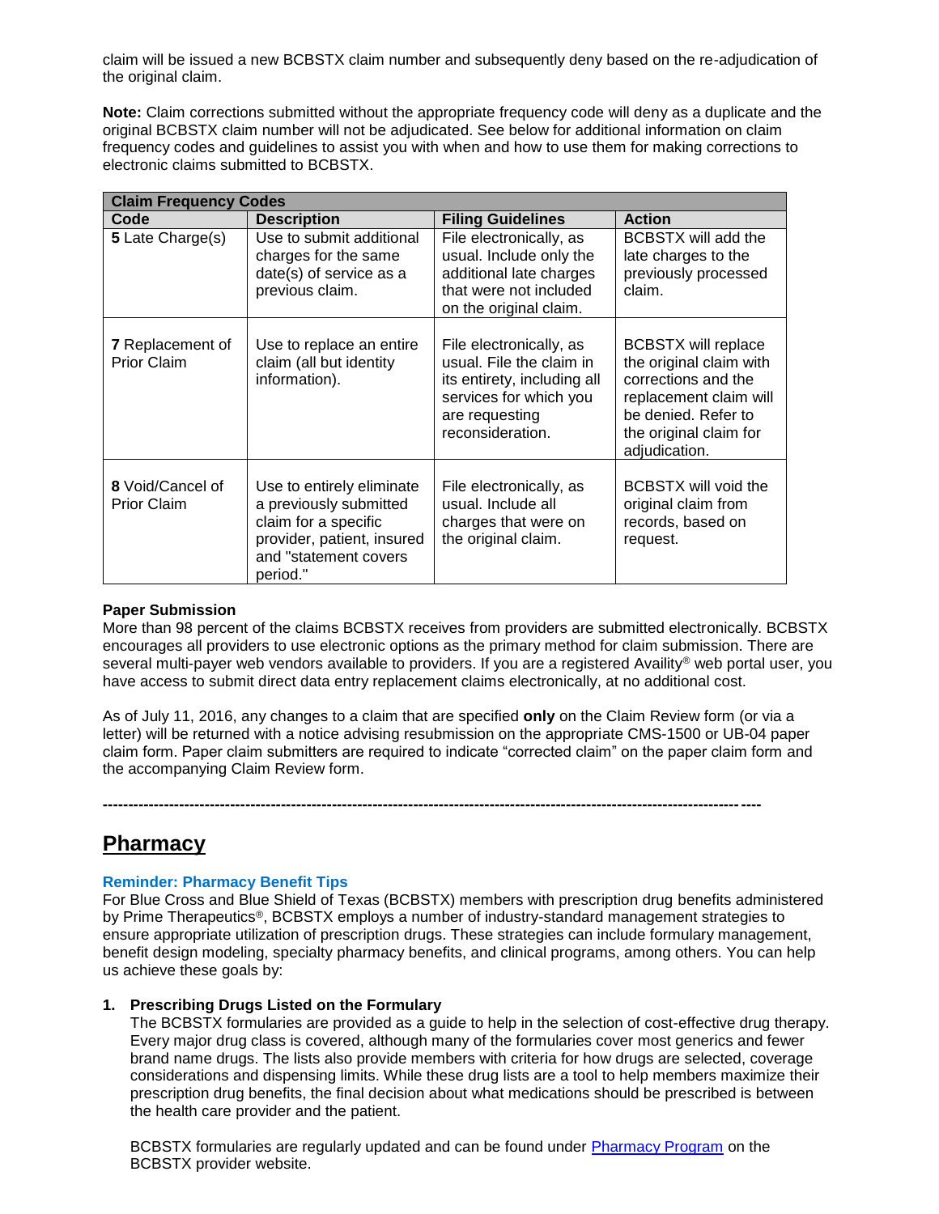claim will be issued a new BCBSTX claim number and subsequently deny based on the re-adjudication of the original claim.

**Note:** Claim corrections submitted without the appropriate frequency code will deny as a duplicate and the original BCBSTX claim number will not be adjudicated. See below for additional information on claim frequency codes and guidelines to assist you with when and how to use them for making corrections to electronic claims submitted to BCBSTX.

| **Claim Frequency Codes** | | | |
|---|---|---|---|
| **Code** | **Description** | **Filing Guidelines** | **Action** |
| **5** Late Charge(s) | Use to submit additional charges for the same date(s) of service as a previous claim. | File electronically, as usual. Include only the additional late charges that were not included on the original claim. | BCBSTX will add the late charges to the previously processed claim. |
| **7** Replacement of Prior Claim | Use to replace an entire claim (all but identity information). | File electronically, as usual. File the claim in its entirety, including all services for which you are requesting reconsideration. | BCBSTX will replace the original claim with corrections and the replacement claim will be denied. Refer to the original claim for adjudication. |
| **8** Void/Cancel of Prior Claim | Use to entirely eliminate a previously submitted claim for a specific provider, patient, insured and "statement covers period." | File electronically, as usual. Include all charges that were on the original claim. | BCBSTX will void the original claim from records, based on request. |

**Paper Submission**

More than 98 percent of the claims BCBSTX receives from providers are submitted electronically. BCBSTX encourages all providers to use electronic options as the primary method for claim submission. There are several multi-payer web vendors available to providers. If you are a registered Availity® web portal user, you have access to submit direct data entry replacement claims electronically, at no additional cost.

As of July 11, 2016, any changes to a claim that are specified **only** on the Claim Review form (or via a letter) will be returned with a notice advising resubmission on the appropriate CMS-1500 or UB-04 paper claim form. Paper claim submitters are required to indicate "corrected claim" on the paper claim form and the accompanying Claim Review form.

---

## Pharmacy

### Reminder: Pharmacy Benefit Tips

For Blue Cross and Blue Shield of Texas (BCBSTX) members with prescription drug benefits administered by Prime Therapeutics®, BCBSTX employs a number of industry-standard management strategies to ensure appropriate utilization of prescription drugs. These strategies can include formulary management, benefit design modeling, specialty pharmacy benefits, and clinical programs, among others. You can help us achieve these goals by:

1. **Prescribing Drugs Listed on the Formulary**

   The BCBSTX formularies are provided as a guide to help in the selection of cost-effective drug therapy. Every major drug class is covered, although many of the formularies cover most generics and fewer brand name drugs. The lists also provide members with criteria for how drugs are selected, coverage considerations and dispensing limits. While these drug lists are a tool to help members maximize their prescription drug benefits, the final decision about what medications should be prescribed is between the health care provider and the patient.

   BCBSTX formularies are regularly updated and can be found under Pharmacy Program on the BCBSTX provider website.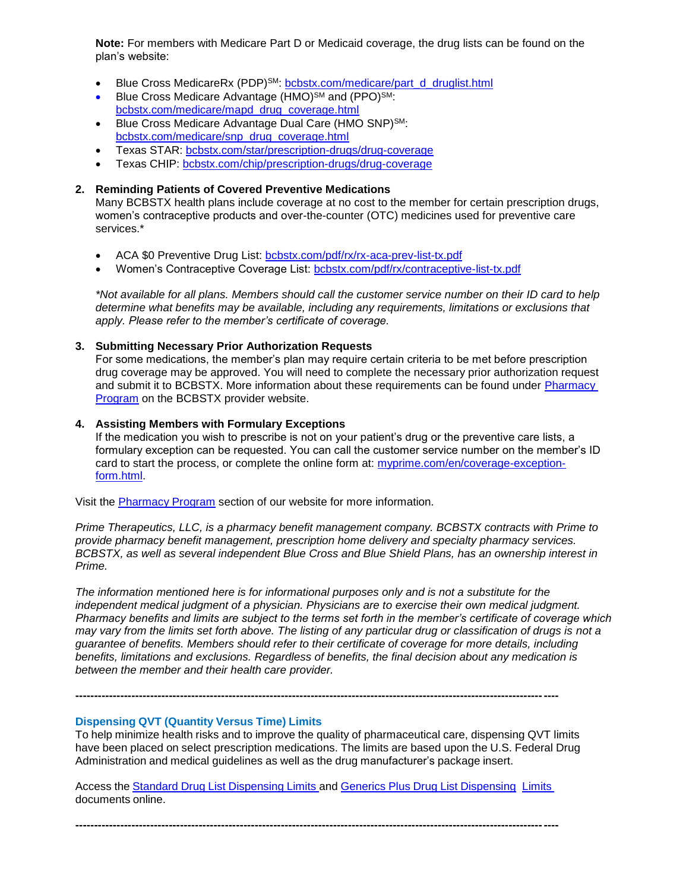**Note:** For members with Medicare Part D or Medicaid coverage, the drug lists can be found on the plan's website:

- Blue Cross MedicareRx (PDP)[SM]: bcbstx.com/medicare/part_d_druglist.html
- Blue Cross Medicare Advantage (HMO)[SM] and (PPO)[SM]: bcbstx.com/medicare/mapd_drug_coverage.html
- Blue Cross Medicare Advantage Dual Care (HMO SNP)[SM]: bcbstx.com/medicare/snp_drug_coverage.html
- Texas STAR: bcbstx.com/star/prescription-drugs/drug-coverage
- Texas CHIP: bcbstx.com/chip/prescription-drugs/drug-coverage

2. **Reminding Patients of Covered Preventive Medications**
   Many BCBSTX health plans include coverage at no cost to the member for certain prescription drugs, women's contraceptive products and over-the-counter (OTC) medicines used for preventive care services.*

   - ACA $0 Preventive Drug List: bcbstx.com/pdf/rx/rx-aca-prev-list-tx.pdf
   - Women's Contraceptive Coverage List: bcbstx.com/pdf/rx/contraceptive-list-tx.pdf

   *\*Not available for all plans. Members should call the customer service number on their ID card to help determine what benefits may be available, including any requirements, limitations or exclusions that apply. Please refer to the member's certificate of coverage.*

3. **Submitting Necessary Prior Authorization Requests**
   For some medications, the member's plan may require certain criteria to be met before prescription drug coverage may be approved. You will need to complete the necessary prior authorization request and submit it to BCBSTX. More information about these requirements can be found under Pharmacy Program on the BCBSTX provider website.

4. **Assisting Members with Formulary Exceptions**
   If the medication you wish to prescribe is not on your patient's drug or the preventive care lists, a formulary exception can be requested. You can call the customer service number on the member's ID card to start the process, or complete the online form at: myprime.com/en/coverage-exception-form.html.

Visit the Pharmacy Program section of our website for more information.

*Prime Therapeutics, LLC, is a pharmacy benefit management company. BCBSTX contracts with Prime to provide pharmacy benefit management, prescription home delivery and specialty pharmacy services. BCBSTX, as well as several independent Blue Cross and Blue Shield Plans, has an ownership interest in Prime.*

*The information mentioned here is for informational purposes only and is not a substitute for the independent medical judgment of a physician. Physicians are to exercise their own medical judgment. Pharmacy benefits and limits are subject to the terms set forth in the member's certificate of coverage which may vary from the limits set forth above. The listing of any particular drug or classification of drugs is not a guarantee of benefits. Members should refer to their certificate of coverage for more details, including benefits, limitations and exclusions. Regardless of benefits, the final decision about any medication is between the member and their health care provider.*

---

## Dispensing QVT (Quantity Versus Time) Limits

To help minimize health risks and to improve the quality of pharmaceutical care, dispensing QVT limits have been placed on select prescription medications. The limits are based upon the U.S. Federal Drug Administration and medical guidelines as well as the drug manufacturer's package insert.

Access the Standard Drug List Dispensing Limits and Generics Plus Drug List Dispensing Limits documents online.

---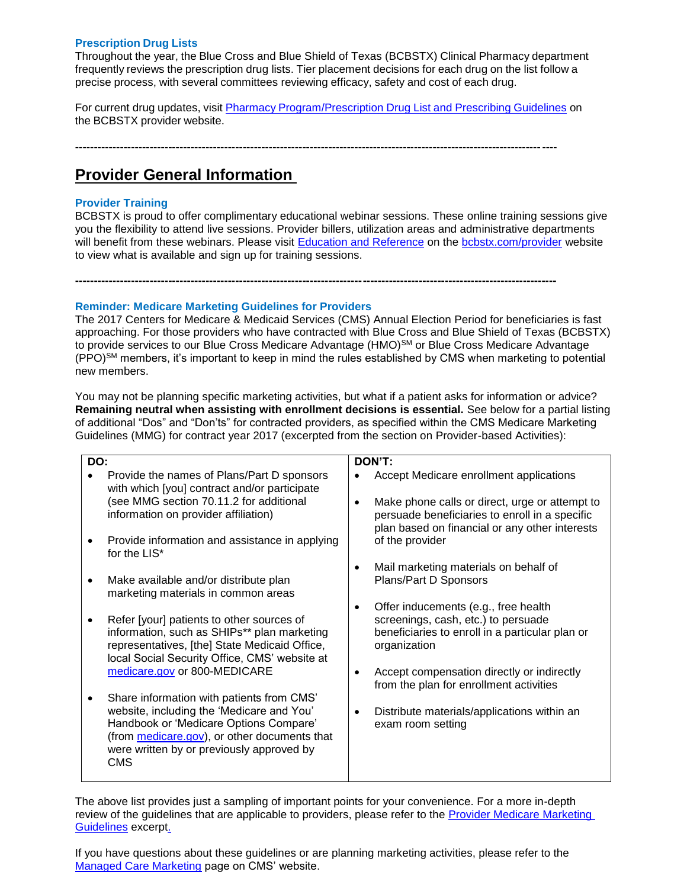### Prescription Drug Lists

Throughout the year, the Blue Cross and Blue Shield of Texas (BCBSTX) Clinical Pharmacy department frequently reviews the prescription drug lists. Tier placement decisions for each drug on the list follow a precise process, with several committees reviewing efficacy, safety and cost of each drug.

For current drug updates, visit Pharmacy Program/Prescription Drug List and Prescribing Guidelines on the BCBSTX provider website.

---

## Provider General Information

### Provider Training

BCBSTX is proud to offer complimentary educational webinar sessions. These online training sessions give you the flexibility to attend live sessions. Provider billers, utilization areas and administrative departments will benefit from these webinars. Please visit Education and Reference on the bcbstx.com/provider website to view what is available and sign up for training sessions.

---

### Reminder: Medicare Marketing Guidelines for Providers

The 2017 Centers for Medicare & Medicaid Services (CMS) Annual Election Period for beneficiaries is fast approaching. For those providers who have contracted with Blue Cross and Blue Shield of Texas (BCBSTX) to provide services to our Blue Cross Medicare Advantage (HMO)SM or Blue Cross Medicare Advantage (PPO)SM members, it's important to keep in mind the rules established by CMS when marketing to potential new members.

You may not be planning specific marketing activities, but what if a patient asks for information or advice? **Remaining neutral when assisting with enrollment decisions is essential.** See below for a partial listing of additional "Dos" and "Don'ts" for contracted providers, as specified within the CMS Medicare Marketing Guidelines (MMG) for contract year 2017 (excerpted from the section on Provider-based Activities):

| DO: | DON'T: |
|---|---|
| • Provide the names of Plans/Part D sponsors with which [you] contract and/or participate (see MMG section 70.11.2 for additional information on provider affiliation) | • Accept Medicare enrollment applications |
| • Provide information and assistance in applying for the LIS* | • Make phone calls or direct, urge or attempt to persuade beneficiaries to enroll in a specific plan based on financial or any other interests of the provider |
| • Make available and/or distribute plan marketing materials in common areas | • Mail marketing materials on behalf of Plans/Part D Sponsors |
| • Refer [your] patients to other sources of information, such as SHIPs** plan marketing representatives, [the] State Medicaid Office, local Social Security Office, CMS' website at medicare.gov or 800-MEDICARE | • Offer inducements (e.g., free health screenings, cash, etc.) to persuade beneficiaries to enroll in a particular plan or organization |
| • Share information with patients from CMS' website, including the 'Medicare and You' Handbook or 'Medicare Options Compare' (from medicare.gov), or other documents that were written by or previously approved by CMS | • Accept compensation directly or indirectly from the plan for enrollment activities |
| | • Distribute materials/applications within an exam room setting |

The above list provides just a sampling of important points for your convenience. For a more in-depth review of the guidelines that are applicable to providers, please refer to the Provider Medicare Marketing Guidelines excerpt.

If you have questions about these guidelines or are planning marketing activities, please refer to the Managed Care Marketing page on CMS' website.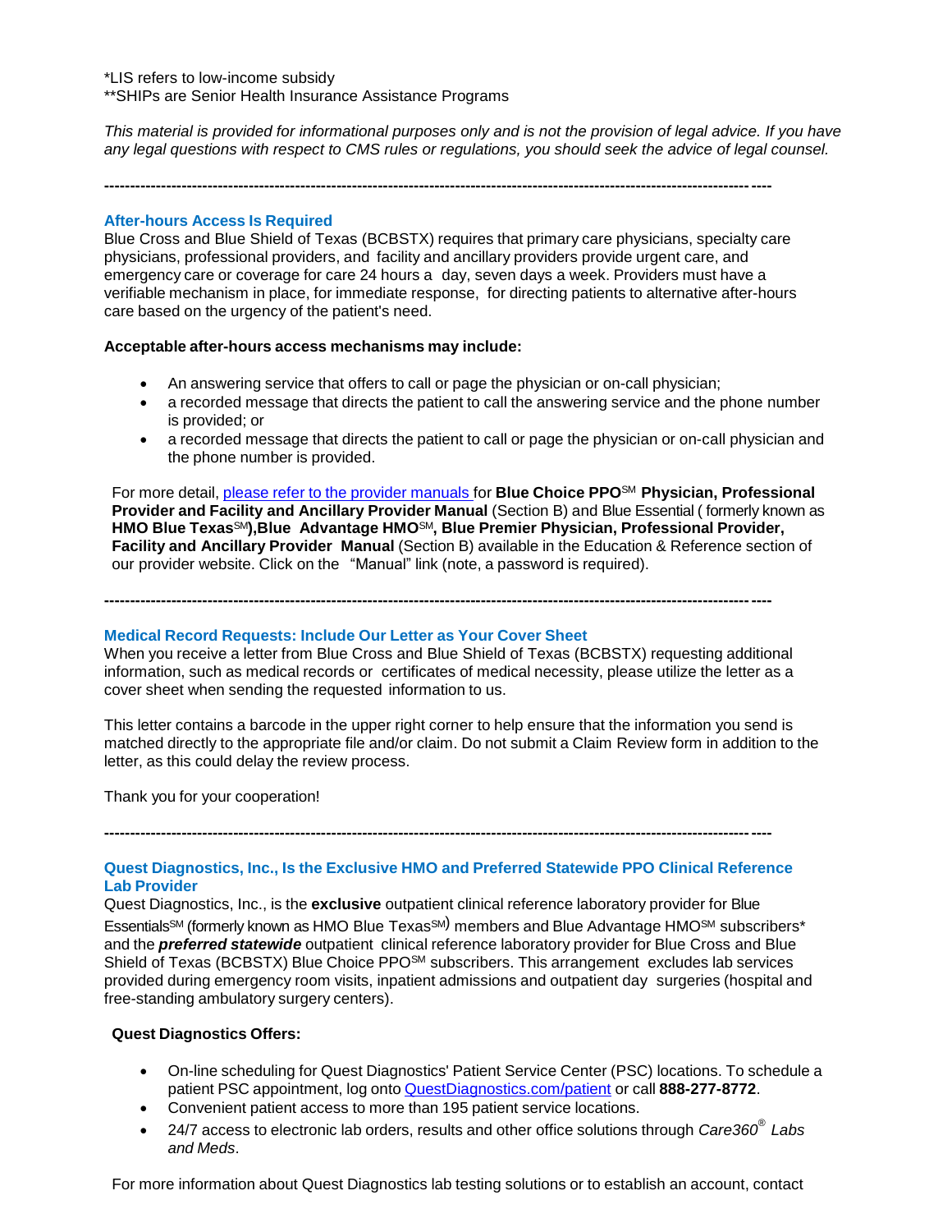*LIS refers to low-income subsidy
**SHIPs are Senior Health Insurance Assistance Programs

*This material is provided for informational purposes only and is not the provision of legal advice. If you have any legal questions with respect to CMS rules or regulations, you should seek the advice of legal counsel.*

---

### After-hours Access Is Required

Blue Cross and Blue Shield of Texas (BCBSTX) requires that primary care physicians, specialty care physicians, professional providers, and facility and ancillary providers provide urgent care, and emergency care or coverage for care 24 hours a day, seven days a week. Providers must have a verifiable mechanism in place, for immediate response, for directing patients to alternative after-hours care based on the urgency of the patient's need.

**Acceptable after-hours access mechanisms may include:**

- An answering service that offers to call or page the physician or on-call physician;
- a recorded message that directs the patient to call the answering service and the phone number is provided; or
- a recorded message that directs the patient to call or page the physician or on-call physician and the phone number is provided.

For more detail, please refer to the provider manuals for **Blue Choice PPO℠ Physician, Professional Provider and Facility and Ancillary Provider Manual** (Section B) and Blue Essential ( formerly known as **HMO Blue Texas℠),Blue Advantage HMO℠, Blue Premier Physician, Professional Provider, Facility and Ancillary Provider Manual** (Section B) available in the Education & Reference section of our provider website. Click on the "Manual" link (note, a password is required).

---

### Medical Record Requests: Include Our Letter as Your Cover Sheet

When you receive a letter from Blue Cross and Blue Shield of Texas (BCBSTX) requesting additional information, such as medical records or certificates of medical necessity, please utilize the letter as a cover sheet when sending the requested information to us.

This letter contains a barcode in the upper right corner to help ensure that the information you send is matched directly to the appropriate file and/or claim. Do not submit a Claim Review form in addition to the letter, as this could delay the review process.

Thank you for your cooperation!

---

### Quest Diagnostics, Inc., Is the Exclusive HMO and Preferred Statewide PPO Clinical Reference Lab Provider

Quest Diagnostics, Inc., is the **exclusive** outpatient clinical reference laboratory provider for Blue Essentials℠ (formerly known as HMO Blue Texas℠) members and Blue Advantage HMO℠ subscribers* and the ***preferred statewide*** outpatient clinical reference laboratory provider for Blue Cross and Blue Shield of Texas (BCBSTX) Blue Choice PPO℠ subscribers. This arrangement excludes lab services provided during emergency room visits, inpatient admissions and outpatient day surgeries (hospital and free-standing ambulatory surgery centers).

**Quest Diagnostics Offers:**

- On-line scheduling for Quest Diagnostics' Patient Service Center (PSC) locations. To schedule a patient PSC appointment, log onto QuestDiagnostics.com/patient or call **888-277-8772**.
- Convenient patient access to more than 195 patient service locations.
- 24/7 access to electronic lab orders, results and other office solutions through *Care360® Labs and Meds*.

For more information about Quest Diagnostics lab testing solutions or to establish an account, contact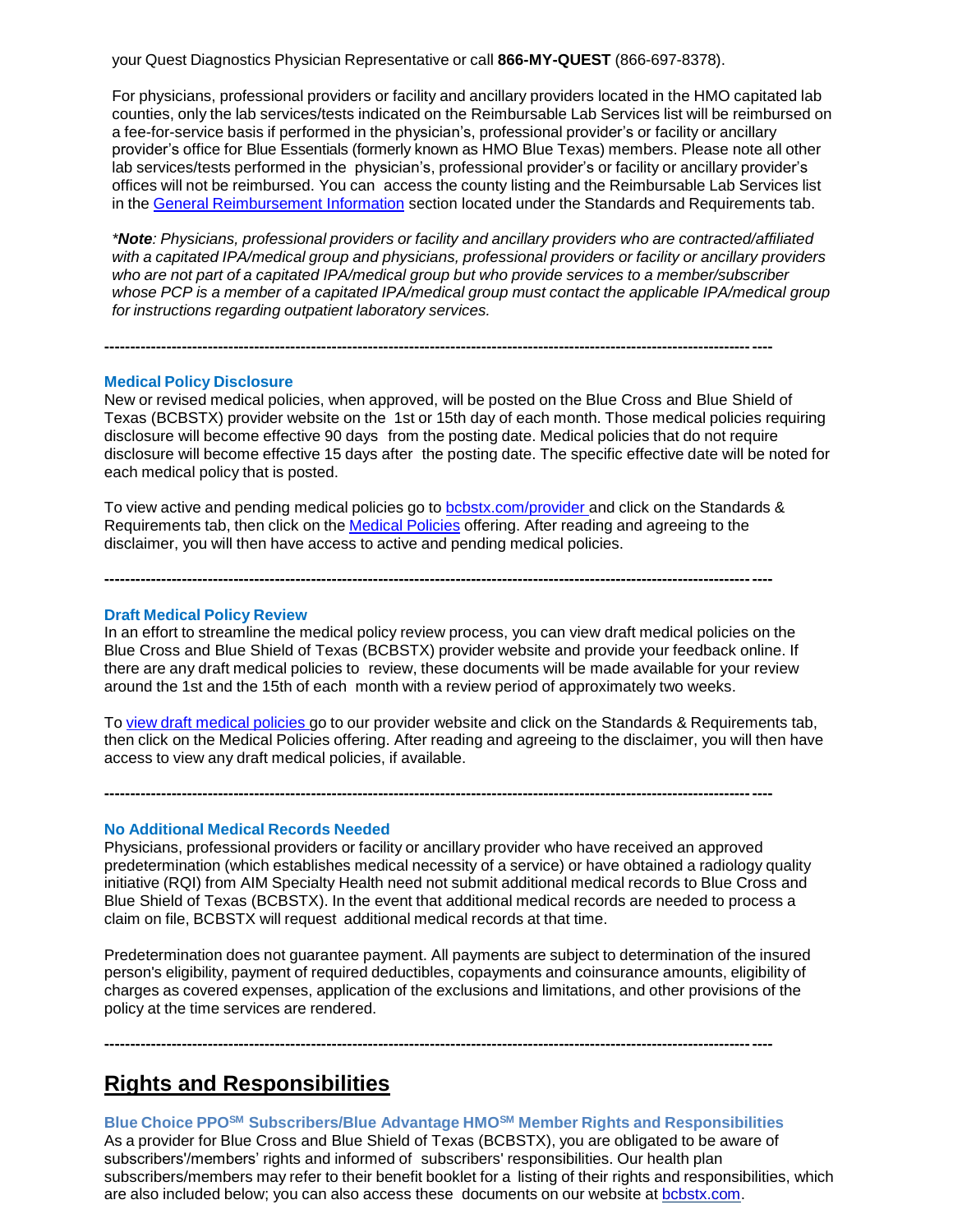your Quest Diagnostics Physician Representative or call **866-MY-QUEST** (866-697-8378).

For physicians, professional providers or facility and ancillary providers located in the HMO capitated lab counties, only the lab services/tests indicated on the Reimbursable Lab Services list will be reimbursed on a fee-for-service basis if performed in the physician's, professional provider's or facility or ancillary provider's office for Blue Essentials (formerly known as HMO Blue Texas) members. Please note all other lab services/tests performed in the physician's, professional provider's or facility or ancillary provider's offices will not be reimbursed. You can access the county listing and the Reimbursable Lab Services list in the General Reimbursement Information section located under the Standards and Requirements tab.

*\*Note: Physicians, professional providers or facility and ancillary providers who are contracted/affiliated with a capitated IPA/medical group and physicians, professional providers or facility or ancillary providers who are not part of a capitated IPA/medical group but who provide services to a member/subscriber whose PCP is a member of a capitated IPA/medical group must contact the applicable IPA/medical group for instructions regarding outpatient laboratory services.*

---

### Medical Policy Disclosure

New or revised medical policies, when approved, will be posted on the Blue Cross and Blue Shield of Texas (BCBSTX) provider website on the 1st or 15th day of each month. Those medical policies requiring disclosure will become effective 90 days from the posting date. Medical policies that do not require disclosure will become effective 15 days after the posting date. The specific effective date will be noted for each medical policy that is posted.

To view active and pending medical policies go to bcbstx.com/provider and click on the Standards & Requirements tab, then click on the Medical Policies offering. After reading and agreeing to the disclaimer, you will then have access to active and pending medical policies.

---

### Draft Medical Policy Review

In an effort to streamline the medical policy review process, you can view draft medical policies on the Blue Cross and Blue Shield of Texas (BCBSTX) provider website and provide your feedback online. If there are any draft medical policies to review, these documents will be made available for your review around the 1st and the 15th of each month with a review period of approximately two weeks.

To view draft medical policies go to our provider website and click on the Standards & Requirements tab, then click on the Medical Policies offering. After reading and agreeing to the disclaimer, you will then have access to view any draft medical policies, if available.

---

### No Additional Medical Records Needed

Physicians, professional providers or facility or ancillary provider who have received an approved predetermination (which establishes medical necessity of a service) or have obtained a radiology quality initiative (RQI) from AIM Specialty Health need not submit additional medical records to Blue Cross and Blue Shield of Texas (BCBSTX). In the event that additional medical records are needed to process a claim on file, BCBSTX will request additional medical records at that time.

Predetermination does not guarantee payment. All payments are subject to determination of the insured person's eligibility, payment of required deductibles, copayments and coinsurance amounts, eligibility of charges as covered expenses, application of the exclusions and limitations, and other provisions of the policy at the time services are rendered.

---

## Rights and Responsibilities

### Blue Choice PPO℠ Subscribers/Blue Advantage HMO℠ Member Rights and Responsibilities

As a provider for Blue Cross and Blue Shield of Texas (BCBSTX), you are obligated to be aware of subscribers'/members' rights and informed of subscribers' responsibilities. Our health plan subscribers/members may refer to their benefit booklet for a listing of their rights and responsibilities, which are also included below; you can also access these documents on our website at bcbstx.com.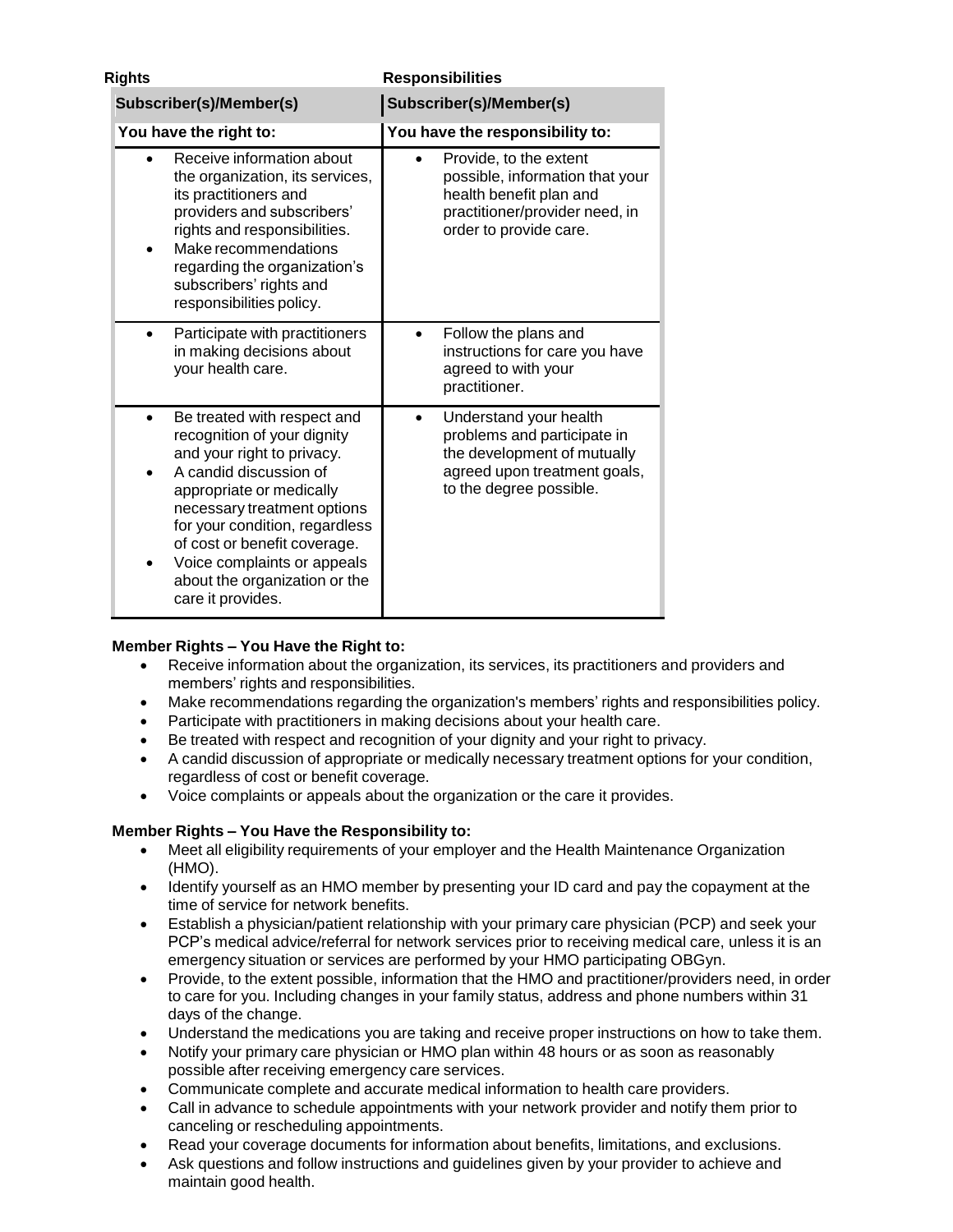| Rights | Responsibilities |
|---|---|
| **Subscriber(s)/Member(s)** | **Subscriber(s)/Member(s)** |
| **You have the right to:** | **You have the responsibility to:** |
| • Receive information about the organization, its services, its practitioners and providers and subscribers' rights and responsibilities.<br>• Make recommendations regarding the organization's subscribers' rights and responsibilities policy. | • Provide, to the extent possible, information that your health benefit plan and practitioner/provider need, in order to provide care. |
| • Participate with practitioners in making decisions about your health care. | • Follow the plans and instructions for care you have agreed to with your practitioner. |
| • Be treated with respect and recognition of your dignity and your right to privacy.<br>• A candid discussion of appropriate or medically necessary treatment options for your condition, regardless of cost or benefit coverage.<br>• Voice complaints or appeals about the organization or the care it provides. | • Understand your health problems and participate in the development of mutually agreed upon treatment goals, to the degree possible. |

**Member Rights – You Have the Right to:**

- Receive information about the organization, its services, its practitioners and providers and members' rights and responsibilities.
- Make recommendations regarding the organization's members' rights and responsibilities policy.
- Participate with practitioners in making decisions about your health care.
- Be treated with respect and recognition of your dignity and your right to privacy.
- A candid discussion of appropriate or medically necessary treatment options for your condition, regardless of cost or benefit coverage.
- Voice complaints or appeals about the organization or the care it provides.

**Member Rights – You Have the Responsibility to:**

- Meet all eligibility requirements of your employer and the Health Maintenance Organization (HMO).
- Identify yourself as an HMO member by presenting your ID card and pay the copayment at the time of service for network benefits.
- Establish a physician/patient relationship with your primary care physician (PCP) and seek your PCP's medical advice/referral for network services prior to receiving medical care, unless it is an emergency situation or services are performed by your HMO participating OBGyn.
- Provide, to the extent possible, information that the HMO and practitioner/providers need, in order to care for you. Including changes in your family status, address and phone numbers within 31 days of the change.
- Understand the medications you are taking and receive proper instructions on how to take them.
- Notify your primary care physician or HMO plan within 48 hours or as soon as reasonably possible after receiving emergency care services.
- Communicate complete and accurate medical information to health care providers.
- Call in advance to schedule appointments with your network provider and notify them prior to canceling or rescheduling appointments.
- Read your coverage documents for information about benefits, limitations, and exclusions.
- Ask questions and follow instructions and guidelines given by your provider to achieve and maintain good health.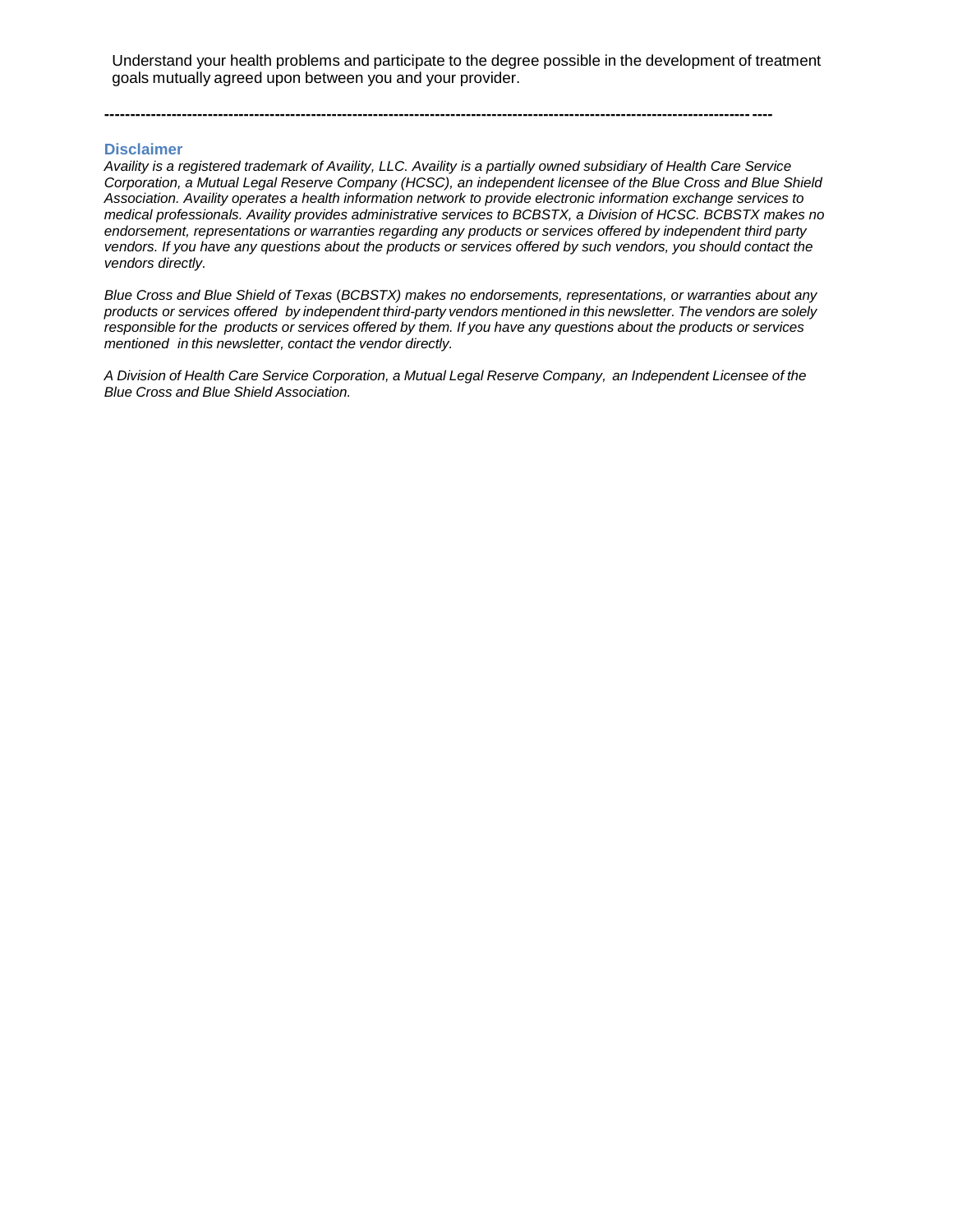Understand your health problems and participate to the degree possible in the development of treatment goals mutually agreed upon between you and your provider.

---

### Disclaimer

*Availity is a registered trademark of Availity, LLC. Availity is a partially owned subsidiary of Health Care Service Corporation, a Mutual Legal Reserve Company (HCSC), an independent licensee of the Blue Cross and Blue Shield Association. Availity operates a health information network to provide electronic information exchange services to medical professionals. Availity provides administrative services to BCBSTX, a Division of HCSC. BCBSTX makes no endorsement, representations or warranties regarding any products or services offered by independent third party vendors. If you have any questions about the products or services offered by such vendors, you should contact the vendors directly.*

*Blue Cross and Blue Shield of Texas (BCBSTX) makes no endorsements, representations, or warranties about any products or services offered by independent third-party vendors mentioned in this newsletter. The vendors are solely responsible for the products or services offered by them. If you have any questions about the products or services mentioned in this newsletter, contact the vendor directly.*

*A Division of Health Care Service Corporation, a Mutual Legal Reserve Company, an Independent Licensee of the Blue Cross and Blue Shield Association.*